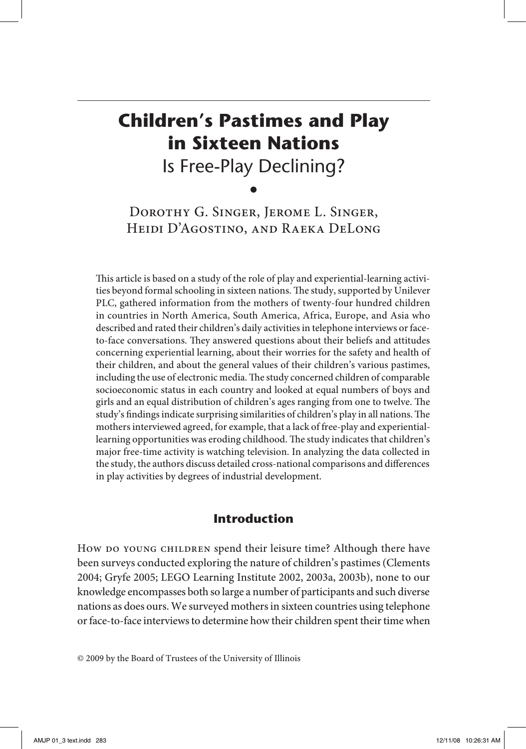# Children's Pastimes and Play in Sixteen Nations

## Is Free-Play Declining?

•

Dorothy G. Singer, Jerome L. Singer, Heidi D'Agostino, and Raeka DeLong

This article is based on a study of the role of play and experiential-learning activities beyond formal schooling in sixteen nations. The study, supported by Unilever PLC, gathered information from the mothers of twenty-four hundred children in countries in North America, South America, Africa, Europe, and Asia who described and rated their children's daily activities in telephone interviews or face-to-face conversations. They answered questions about their beliefs and attitudes concerning experiential learning, about their worries for the safety and health of their children, and about the general values of their children's various pastimes, including the use of electronic media. The study concerned children of comparable socioeconomic status in each country and looked at equal numbers of boys and girls and an equal distribution of children's ages ranging from one to twelve. The study's findings indicate surprising similarities of children's play in all nations. The mothers interviewed agreed, for example, that a lack of free-play and experiential-learning opportunities was eroding childhood. The study indicates that children's major free-time activity is watching television. In analyzing the data collected in the study, the authors discuss detailed cross-national comparisons and differences in play activities by degrees of industrial development.

## Introduction

How do young children spend their leisure time? Although there have been surveys conducted exploring the nature of children's pastimes (Clements 2004; Gryfe 2005; LEGO Learning Institute 2002, 2003a, 2003b), none to our knowledge encompasses both so large a number of participants and such diverse nations as does ours. We surveyed mothers in sixteen countries using telephone or face-to-face interviews to determine how their children spent their time when

© 2009 by the Board of Trustees of the University of Illinois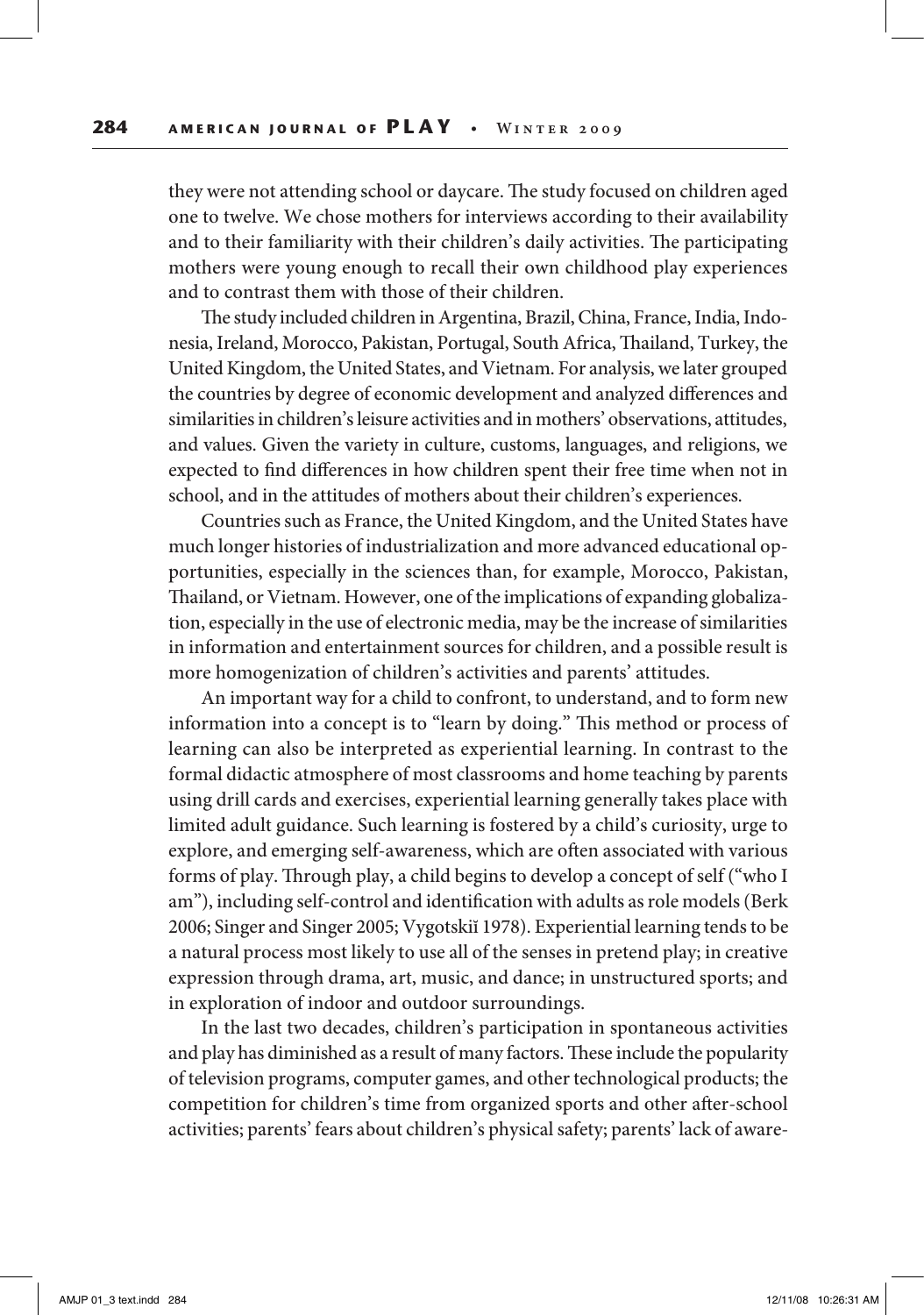they were not attending school or daycare. The study focused on children aged one to twelve. We chose mothers for interviews according to their availability and to their familiarity with their children's daily activities. The participating mothers were young enough to recall their own childhood play experiences and to contrast them with those of their children.

The study included children in Argentina, Brazil, China, France, India, Indonesia, Ireland, Morocco, Pakistan, Portugal, South Africa, Thailand, Turkey, the United Kingdom, the United States, and Vietnam. For analysis, we later grouped the countries by degree of economic development and analyzed differences and similarities in children's leisure activities and in mothers' observations, attitudes, and values. Given the variety in culture, customs, languages, and religions, we expected to find differences in how children spent their free time when not in school, and in the attitudes of mothers about their children's experiences.

Countries such as France, the United Kingdom, and the United States have much longer histories of industrialization and more advanced educational opportunities, especially in the sciences than, for example, Morocco, Pakistan, Thailand, or Vietnam. However, one of the implications of expanding globalization, especially in the use of electronic media, may be the increase of similarities in information and entertainment sources for children, and a possible result is more homogenization of children's activities and parents' attitudes.

An important way for a child to confront, to understand, and to form new information into a concept is to "learn by doing." This method or process of learning can also be interpreted as experiential learning. In contrast to the formal didactic atmosphere of most classrooms and home teaching by parents using drill cards and exercises, experiential learning generally takes place with limited adult guidance. Such learning is fostered by a child's curiosity, urge to explore, and emerging self-awareness, which are often associated with various forms of play. Through play, a child begins to develop a concept of self ("who I am"), including self-control and identification with adults as role models (Berk 2006; Singer and Singer 2005; Vygotskiĭ 1978). Experiential learning tends to be a natural process most likely to use all of the senses in pretend play; in creative expression through drama, art, music, and dance; in unstructured sports; and in exploration of indoor and outdoor surroundings.

In the last two decades, children's participation in spontaneous activities and play has diminished as a result of many factors. These include the popularity of television programs, computer games, and other technological products; the competition for children's time from organized sports and other after-school activities; parents' fears about children's physical safety; parents' lack of aware-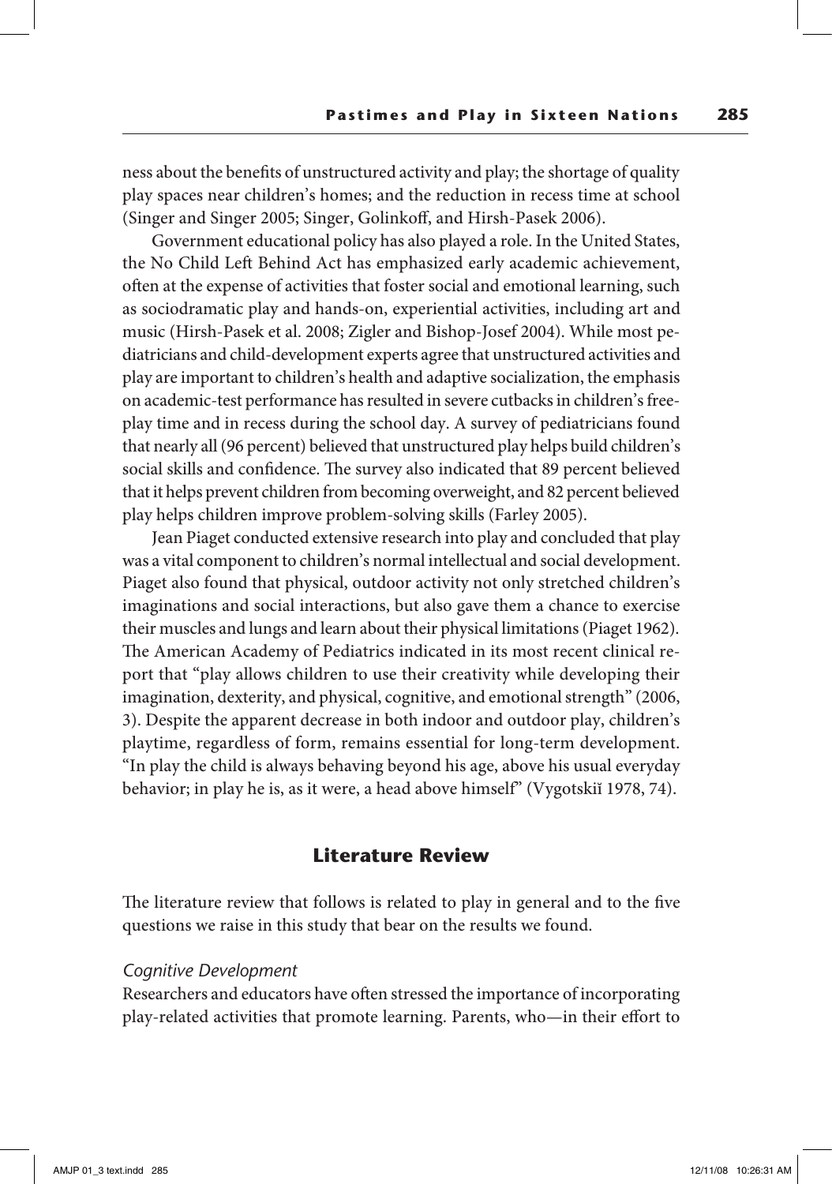ness about the benefits of unstructured activity and play; the shortage of quality play spaces near children's homes; and the reduction in recess time at school (Singer and Singer 2005; Singer, Golinkoff, and Hirsh-Pasek 2006).

Government educational policy has also played a role. In the United States, the No Child Left Behind Act has emphasized early academic achievement, often at the expense of activities that foster social and emotional learning, such as sociodramatic play and hands-on, experiential activities, including art and music (Hirsh-Pasek et al. 2008; Zigler and Bishop-Josef 2004). While most pediatricians and child-development experts agree that unstructured activities and play are important to children's health and adaptive socialization, the emphasis on academic-test performance has resulted in severe cutbacks in children's free-play time and in recess during the school day. A survey of pediatricians found that nearly all (96 percent) believed that unstructured play helps build children's social skills and confidence. The survey also indicated that 89 percent believed that it helps prevent children from becoming overweight, and 82 percent believed play helps children improve problem-solving skills (Farley 2005).

Jean Piaget conducted extensive research into play and concluded that play was a vital component to children's normal intellectual and social development. Piaget also found that physical, outdoor activity not only stretched children's imaginations and social interactions, but also gave them a chance to exercise their muscles and lungs and learn about their physical limitations (Piaget 1962). The American Academy of Pediatrics indicated in its most recent clinical report that "play allows children to use their creativity while developing their imagination, dexterity, and physical, cognitive, and emotional strength" (2006, 3). Despite the apparent decrease in both indoor and outdoor play, children's playtime, regardless of form, remains essential for long-term development. "In play the child is always behaving beyond his age, above his usual everyday behavior; in play he is, as it were, a head above himself" (Vygotskiĭ 1978, 74).

## Literature Review

The literature review that follows is related to play in general and to the five questions we raise in this study that bear on the results we found.

### *Cognitive Development*

Researchers and educators have often stressed the importance of incorporating play-related activities that promote learning. Parents, who—in their effort to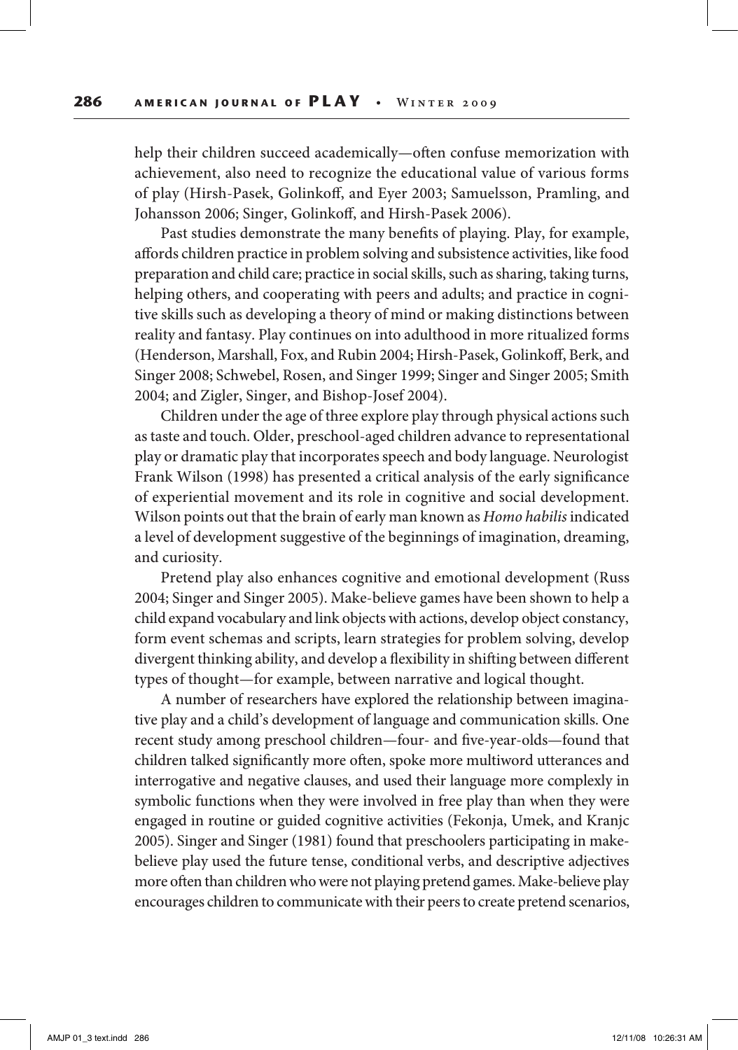help their children succeed academically—often confuse memorization with achievement, also need to recognize the educational value of various forms of play (Hirsh-Pasek, Golinkoff, and Eyer 2003; Samuelsson, Pramling, and Johansson 2006; Singer, Golinkoff, and Hirsh-Pasek 2006).

Past studies demonstrate the many benefits of playing. Play, for example, affords children practice in problem solving and subsistence activities, like food preparation and child care; practice in social skills, such as sharing, taking turns, helping others, and cooperating with peers and adults; and practice in cognitive skills such as developing a theory of mind or making distinctions between reality and fantasy. Play continues on into adulthood in more ritualized forms (Henderson, Marshall, Fox, and Rubin 2004; Hirsh-Pasek, Golinkoff, Berk, and Singer 2008; Schwebel, Rosen, and Singer 1999; Singer and Singer 2005; Smith 2004; and Zigler, Singer, and Bishop-Josef 2004).

Children under the age of three explore play through physical actions such as taste and touch. Older, preschool-aged children advance to representational play or dramatic play that incorporates speech and body language. Neurologist Frank Wilson (1998) has presented a critical analysis of the early significance of experiential movement and its role in cognitive and social development. Wilson points out that the brain of early man known as *Homo habilis* indicated a level of development suggestive of the beginnings of imagination, dreaming, and curiosity.

Pretend play also enhances cognitive and emotional development (Russ 2004; Singer and Singer 2005). Make-believe games have been shown to help a child expand vocabulary and link objects with actions, develop object constancy, form event schemas and scripts, learn strategies for problem solving, develop divergent thinking ability, and develop a flexibility in shifting between different types of thought—for example, between narrative and logical thought.

A number of researchers have explored the relationship between imaginative play and a child's development of language and communication skills. One recent study among preschool children—four- and five-year-olds—found that children talked significantly more often, spoke more multiword utterances and interrogative and negative clauses, and used their language more complexly in symbolic functions when they were involved in free play than when they were engaged in routine or guided cognitive activities (Fekonja, Umek, and Kranjc 2005). Singer and Singer (1981) found that preschoolers participating in make-believe play used the future tense, conditional verbs, and descriptive adjectives more often than children who were not playing pretend games. Make-believe play encourages children to communicate with their peers to create pretend scenarios,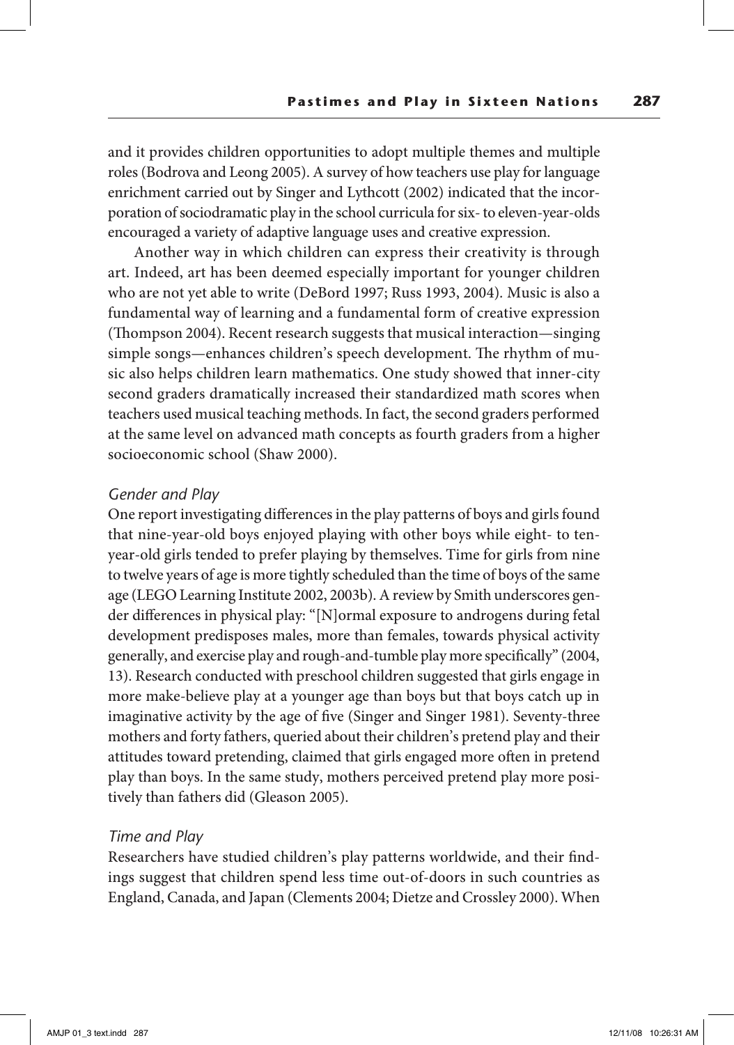and it provides children opportunities to adopt multiple themes and multiple roles (Bodrova and Leong 2005). A survey of how teachers use play for language enrichment carried out by Singer and Lythcott (2002) indicated that the incorporation of sociodramatic play in the school curricula for six- to eleven-year-olds encouraged a variety of adaptive language uses and creative expression.

Another way in which children can express their creativity is through art. Indeed, art has been deemed especially important for younger children who are not yet able to write (DeBord 1997; Russ 1993, 2004). Music is also a fundamental way of learning and a fundamental form of creative expression (Thompson 2004). Recent research suggests that musical interaction—singing simple songs—enhances children's speech development. The rhythm of music also helps children learn mathematics. One study showed that inner-city second graders dramatically increased their standardized math scores when teachers used musical teaching methods. In fact, the second graders performed at the same level on advanced math concepts as fourth graders from a higher socioeconomic school (Shaw 2000).

### *Gender and Play*

One report investigating differences in the play patterns of boys and girls found that nine-year-old boys enjoyed playing with other boys while eight- to ten-year-old girls tended to prefer playing by themselves. Time for girls from nine to twelve years of age is more tightly scheduled than the time of boys of the same age (LEGO Learning Institute 2002, 2003b). A review by Smith underscores gender differences in physical play: "[N]ormal exposure to androgens during fetal development predisposes males, more than females, towards physical activity generally, and exercise play and rough-and-tumble play more specifically" (2004, 13). Research conducted with preschool children suggested that girls engage in more make-believe play at a younger age than boys but that boys catch up in imaginative activity by the age of five (Singer and Singer 1981). Seventy-three mothers and forty fathers, queried about their children's pretend play and their attitudes toward pretending, claimed that girls engaged more often in pretend play than boys. In the same study, mothers perceived pretend play more positively than fathers did (Gleason 2005).

### *Time and Play*

Researchers have studied children's play patterns worldwide, and their findings suggest that children spend less time out-of-doors in such countries as England, Canada, and Japan (Clements 2004; Dietze and Crossley 2000). When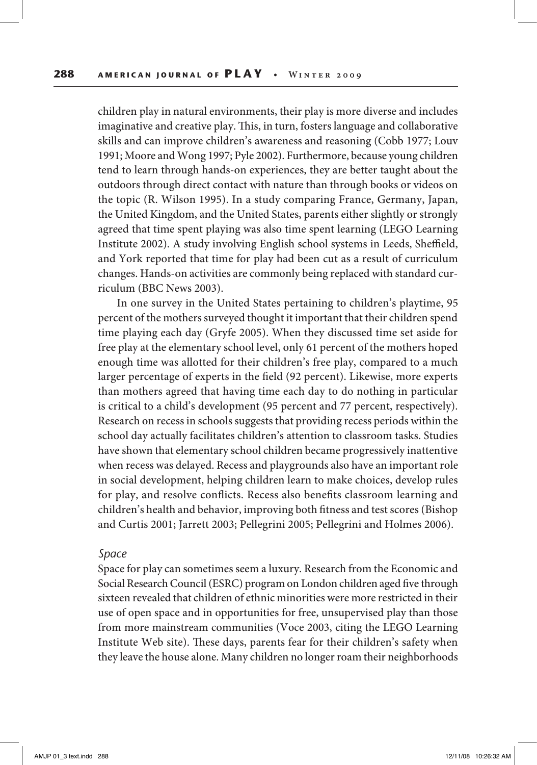children play in natural environments, their play is more diverse and includes imaginative and creative play. This, in turn, fosters language and collaborative skills and can improve children's awareness and reasoning (Cobb 1977; Louv 1991; Moore and Wong 1997; Pyle 2002). Furthermore, because young children tend to learn through hands-on experiences, they are better taught about the outdoors through direct contact with nature than through books or videos on the topic (R. Wilson 1995). In a study comparing France, Germany, Japan, the United Kingdom, and the United States, parents either slightly or strongly agreed that time spent playing was also time spent learning (LEGO Learning Institute 2002). A study involving English school systems in Leeds, Sheffield, and York reported that time for play had been cut as a result of curriculum changes. Hands-on activities are commonly being replaced with standard curriculum (BBC News 2003).

In one survey in the United States pertaining to children's playtime, 95 percent of the mothers surveyed thought it important that their children spend time playing each day (Gryfe 2005). When they discussed time set aside for free play at the elementary school level, only 61 percent of the mothers hoped enough time was allotted for their children's free play, compared to a much larger percentage of experts in the field (92 percent). Likewise, more experts than mothers agreed that having time each day to do nothing in particular is critical to a child's development (95 percent and 77 percent, respectively). Research on recess in schools suggests that providing recess periods within the school day actually facilitates children's attention to classroom tasks. Studies have shown that elementary school children became progressively inattentive when recess was delayed. Recess and playgrounds also have an important role in social development, helping children learn to make choices, develop rules for play, and resolve conflicts. Recess also benefits classroom learning and children's health and behavior, improving both fitness and test scores (Bishop and Curtis 2001; Jarrett 2003; Pellegrini 2005; Pellegrini and Holmes 2006).

### *Space*

Space for play can sometimes seem a luxury. Research from the Economic and Social Research Council (ESRC) program on London children aged five through sixteen revealed that children of ethnic minorities were more restricted in their use of open space and in opportunities for free, unsupervised play than those from more mainstream communities (Voce 2003, citing the LEGO Learning Institute Web site). These days, parents fear for their children's safety when they leave the house alone. Many children no longer roam their neighborhoods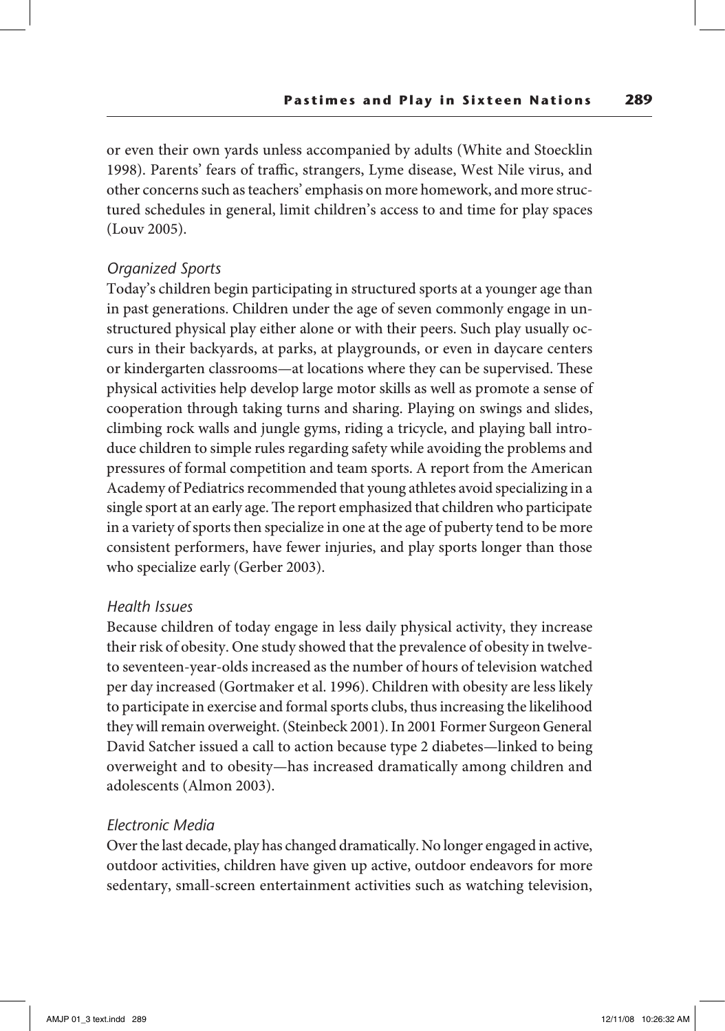or even their own yards unless accompanied by adults (White and Stoecklin 1998). Parents' fears of traffic, strangers, Lyme disease, West Nile virus, and other concerns such as teachers' emphasis on more homework, and more structured schedules in general, limit children's access to and time for play spaces (Louv 2005).

### *Organized Sports*

Today's children begin participating in structured sports at a younger age than in past generations. Children under the age of seven commonly engage in unstructured physical play either alone or with their peers. Such play usually occurs in their backyards, at parks, at playgrounds, or even in daycare centers or kindergarten classrooms—at locations where they can be supervised. These physical activities help develop large motor skills as well as promote a sense of cooperation through taking turns and sharing. Playing on swings and slides, climbing rock walls and jungle gyms, riding a tricycle, and playing ball introduce children to simple rules regarding safety while avoiding the problems and pressures of formal competition and team sports. A report from the American Academy of Pediatrics recommended that young athletes avoid specializing in a single sport at an early age. The report emphasized that children who participate in a variety of sports then specialize in one at the age of puberty tend to be more consistent performers, have fewer injuries, and play sports longer than those who specialize early (Gerber 2003).

### *Health Issues*

Because children of today engage in less daily physical activity, they increase their risk of obesity. One study showed that the prevalence of obesity in twelve- to seventeen-year-olds increased as the number of hours of television watched per day increased (Gortmaker et al. 1996). Children with obesity are less likely to participate in exercise and formal sports clubs, thus increasing the likelihood they will remain overweight. (Steinbeck 2001). In 2001 Former Surgeon General David Satcher issued a call to action because type 2 diabetes—linked to being overweight and to obesity—has increased dramatically among children and adolescents (Almon 2003).

### *Electronic Media*

Over the last decade, play has changed dramatically. No longer engaged in active, outdoor activities, children have given up active, outdoor endeavors for more sedentary, small-screen entertainment activities such as watching television,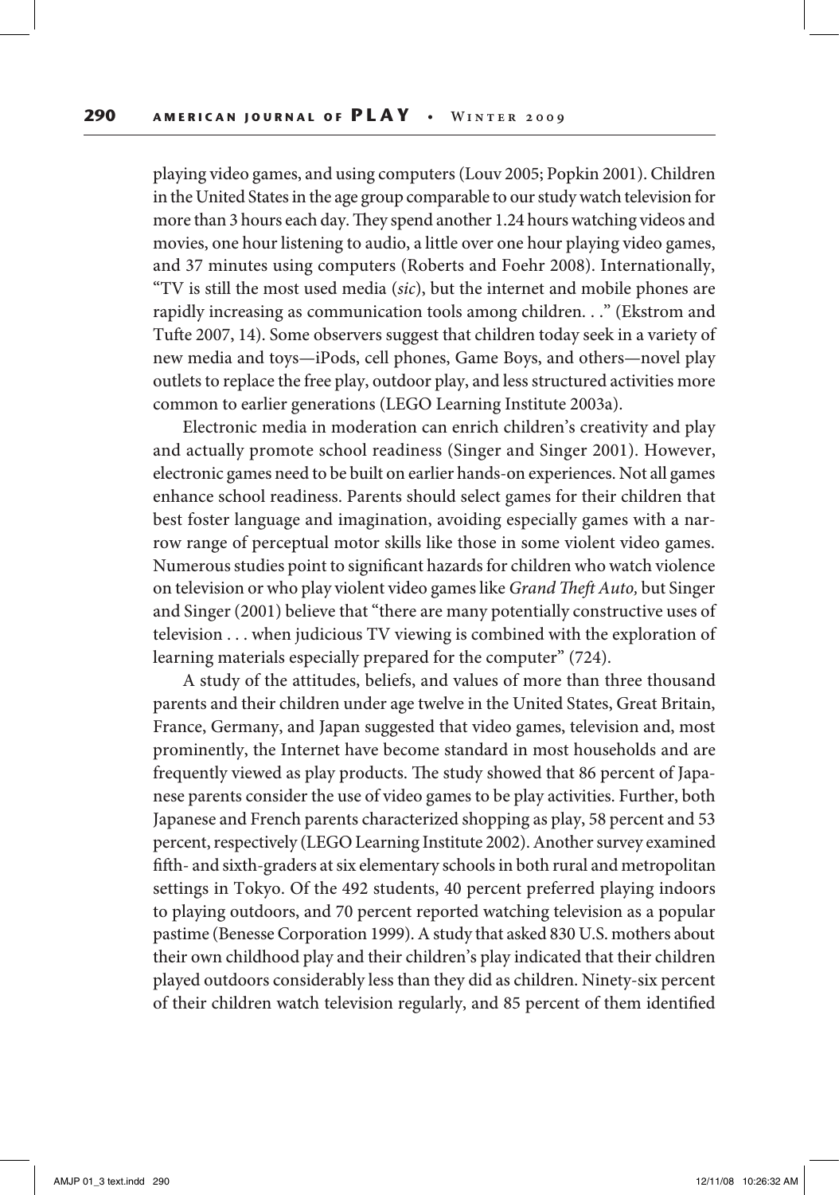playing video games, and using computers (Louv 2005; Popkin 2001). Children in the United States in the age group comparable to our study watch television for more than 3 hours each day. They spend another 1.24 hours watching videos and movies, one hour listening to audio, a little over one hour playing video games, and 37 minutes using computers (Roberts and Foehr 2008). Internationally, "TV is still the most used media (*sic*), but the internet and mobile phones are rapidly increasing as communication tools among children. . ." (Ekstrom and Tufte 2007, 14). Some observers suggest that children today seek in a variety of new media and toys—iPods, cell phones, Game Boys, and others—novel play outlets to replace the free play, outdoor play, and less structured activities more common to earlier generations (LEGO Learning Institute 2003a).

Electronic media in moderation can enrich children's creativity and play and actually promote school readiness (Singer and Singer 2001). However, electronic games need to be built on earlier hands-on experiences. Not all games enhance school readiness. Parents should select games for their children that best foster language and imagination, avoiding especially games with a narrow range of perceptual motor skills like those in some violent video games. Numerous studies point to significant hazards for children who watch violence on television or who play violent video games like *Grand Theft Auto,* but Singer and Singer (2001) believe that "there are many potentially constructive uses of television . . . when judicious TV viewing is combined with the exploration of learning materials especially prepared for the computer" (724).

A study of the attitudes, beliefs, and values of more than three thousand parents and their children under age twelve in the United States, Great Britain, France, Germany, and Japan suggested that video games, television and, most prominently, the Internet have become standard in most households and are frequently viewed as play products. The study showed that 86 percent of Japanese parents consider the use of video games to be play activities. Further, both Japanese and French parents characterized shopping as play, 58 percent and 53 percent, respectively (LEGO Learning Institute 2002). Another survey examined fifth- and sixth-graders at six elementary schools in both rural and metropolitan settings in Tokyo. Of the 492 students, 40 percent preferred playing indoors to playing outdoors, and 70 percent reported watching television as a popular pastime (Benesse Corporation 1999). A study that asked 830 U.S. mothers about their own childhood play and their children's play indicated that their children played outdoors considerably less than they did as children. Ninety-six percent of their children watch television regularly, and 85 percent of them identified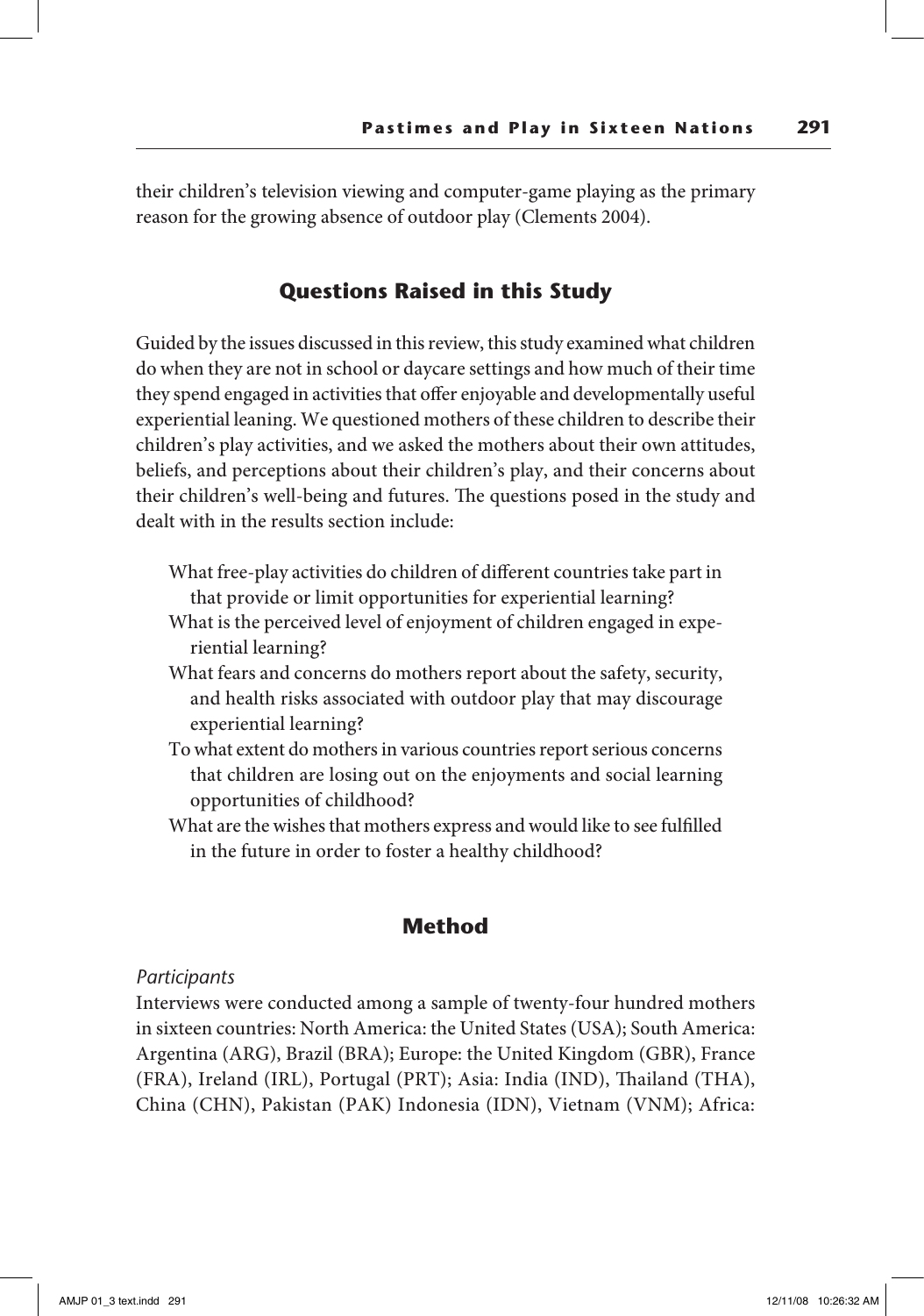their children's television viewing and computer-game playing as the primary reason for the growing absence of outdoor play (Clements 2004).

## Questions Raised in this Study

Guided by the issues discussed in this review, this study examined what children do when they are not in school or daycare settings and how much of their time they spend engaged in activities that offer enjoyable and developmentally useful experiential leaning. We questioned mothers of these children to describe their children's play activities, and we asked the mothers about their own attitudes, beliefs, and perceptions about their children's play, and their concerns about their children's well-being and futures. The questions posed in the study and dealt with in the results section include:

What free-play activities do children of different countries take part in that provide or limit opportunities for experiential learning?

What is the perceived level of enjoyment of children engaged in experiential learning?

What fears and concerns do mothers report about the safety, security, and health risks associated with outdoor play that may discourage experiential learning?

To what extent do mothers in various countries report serious concerns that children are losing out on the enjoyments and social learning opportunities of childhood?

What are the wishes that mothers express and would like to see fulfilled in the future in order to foster a healthy childhood?

## Method

*Participants*

Interviews were conducted among a sample of twenty-four hundred mothers in sixteen countries: North America: the United States (USA); South America: Argentina (ARG), Brazil (BRA); Europe: the United Kingdom (GBR), France (FRA), Ireland (IRL), Portugal (PRT); Asia: India (IND), Thailand (THA), China (CHN), Pakistan (PAK) Indonesia (IDN), Vietnam (VNM); Africa: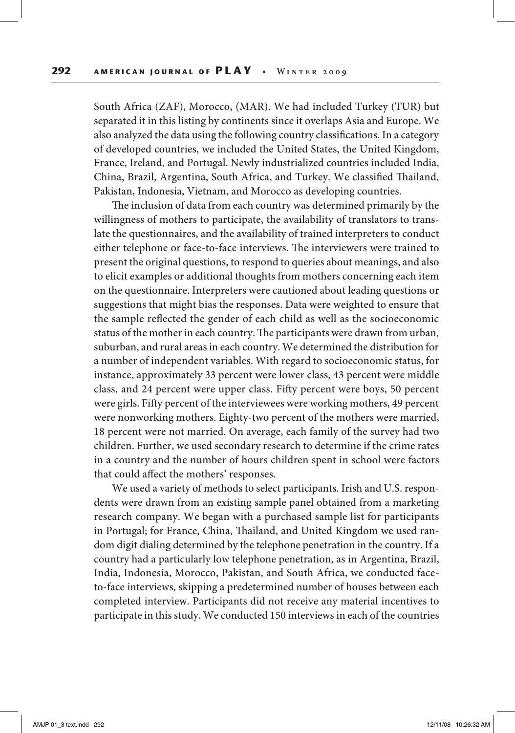South Africa (ZAF), Morocco, (MAR). We had included Turkey (TUR) but separated it in this listing by continents since it overlaps Asia and Europe. We also analyzed the data using the following country classifications. In a category of developed countries, we included the United States, the United Kingdom, France, Ireland, and Portugal. Newly industrialized countries included India, China, Brazil, Argentina, South Africa, and Turkey. We classified Thailand, Pakistan, Indonesia, Vietnam, and Morocco as developing countries.

The inclusion of data from each country was determined primarily by the willingness of mothers to participate, the availability of translators to translate the questionnaires, and the availability of trained interpreters to conduct either telephone or face-to-face interviews. The interviewers were trained to present the original questions, to respond to queries about meanings, and also to elicit examples or additional thoughts from mothers concerning each item on the questionnaire. Interpreters were cautioned about leading questions or suggestions that might bias the responses. Data were weighted to ensure that the sample reflected the gender of each child as well as the socioeconomic status of the mother in each country. The participants were drawn from urban, suburban, and rural areas in each country. We determined the distribution for a number of independent variables. With regard to socioeconomic status, for instance, approximately 33 percent were lower class, 43 percent were middle class, and 24 percent were upper class. Fifty percent were boys, 50 percent were girls. Fifty percent of the interviewees were working mothers, 49 percent were nonworking mothers. Eighty-two percent of the mothers were married, 18 percent were not married. On average, each family of the survey had two children. Further, we used secondary research to determine if the crime rates in a country and the number of hours children spent in school were factors that could affect the mothers' responses.

We used a variety of methods to select participants. Irish and U.S. respondents were drawn from an existing sample panel obtained from a marketing research company. We began with a purchased sample list for participants in Portugal; for France, China, Thailand, and United Kingdom we used random digit dialing determined by the telephone penetration in the country. If a country had a particularly low telephone penetration, as in Argentina, Brazil, India, Indonesia, Morocco, Pakistan, and South Africa, we conducted face-to-face interviews, skipping a predetermined number of houses between each completed interview. Participants did not receive any material incentives to participate in this study. We conducted 150 interviews in each of the countries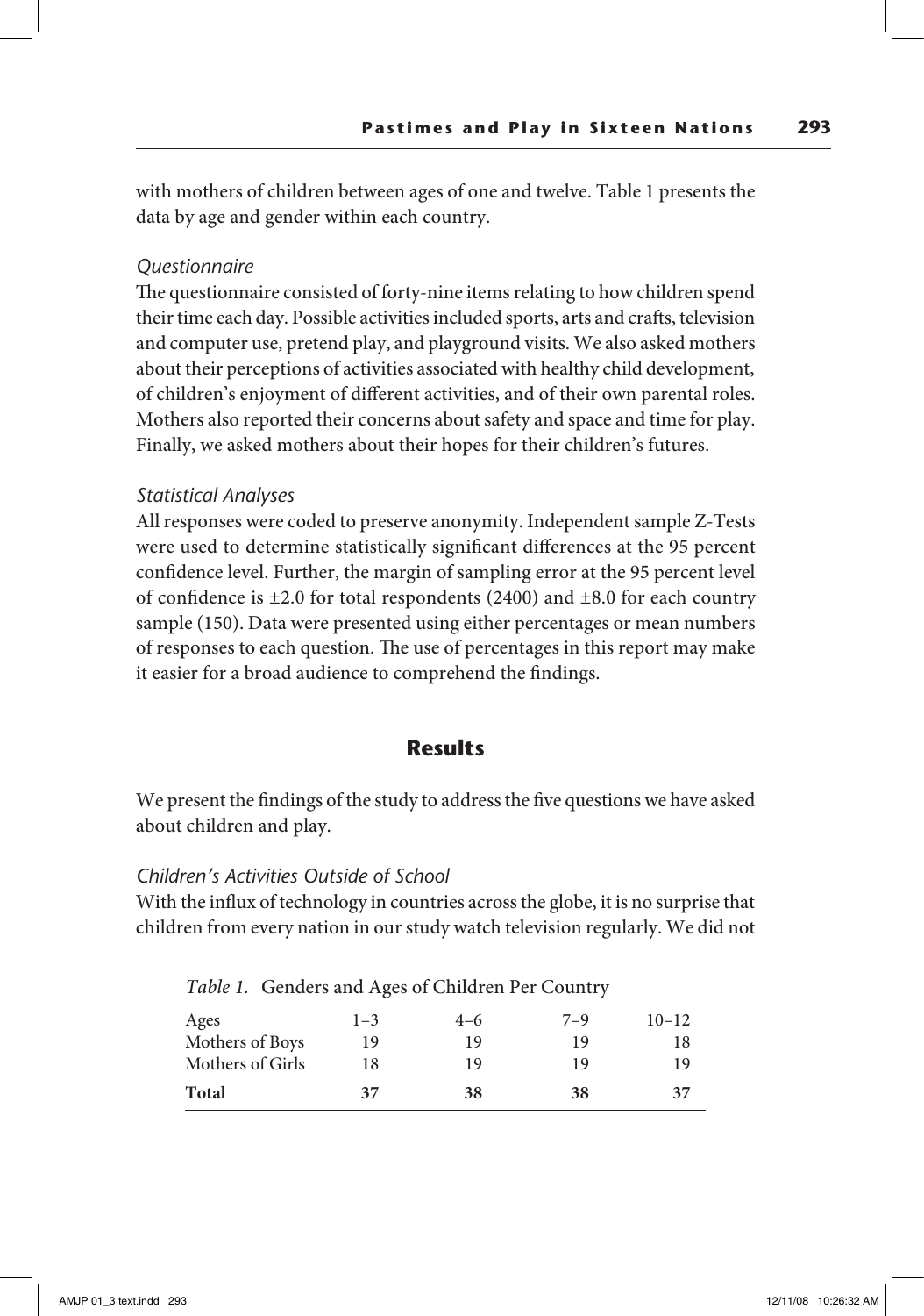with mothers of children between ages of one and twelve. Table 1 presents the data by age and gender within each country.

### *Questionnaire*

The questionnaire consisted of forty-nine items relating to how children spend their time each day. Possible activities included sports, arts and crafts, television and computer use, pretend play, and playground visits. We also asked mothers about their perceptions of activities associated with healthy child development, of children's enjoyment of different activities, and of their own parental roles. Mothers also reported their concerns about safety and space and time for play. Finally, we asked mothers about their hopes for their children's futures.

### *Statistical Analyses*

All responses were coded to preserve anonymity. Independent sample Z-Tests were used to determine statistically significant differences at the 95 percent confidence level. Further, the margin of sampling error at the 95 percent level of confidence is ±2.0 for total respondents (2400) and ±8.0 for each country sample (150). Data were presented using either percentages or mean numbers of responses to each question. The use of percentages in this report may make it easier for a broad audience to comprehend the findings.

## Results

We present the findings of the study to address the five questions we have asked about children and play.

### *Children's Activities Outside of School*

With the influx of technology in countries across the globe, it is no surprise that children from every nation in our study watch television regularly. We did not

*Table 1.* Genders and Ages of Children Per Country

| Ages | 1–3 | 4–6 | 7–9 | 10–12 |
|---|---|---|---|---|
| Mothers of Boys | 19 | 19 | 19 | 18 |
| Mothers of Girls | 18 | 19 | 19 | 19 |
| **Total** | **37** | **38** | **38** | **37** |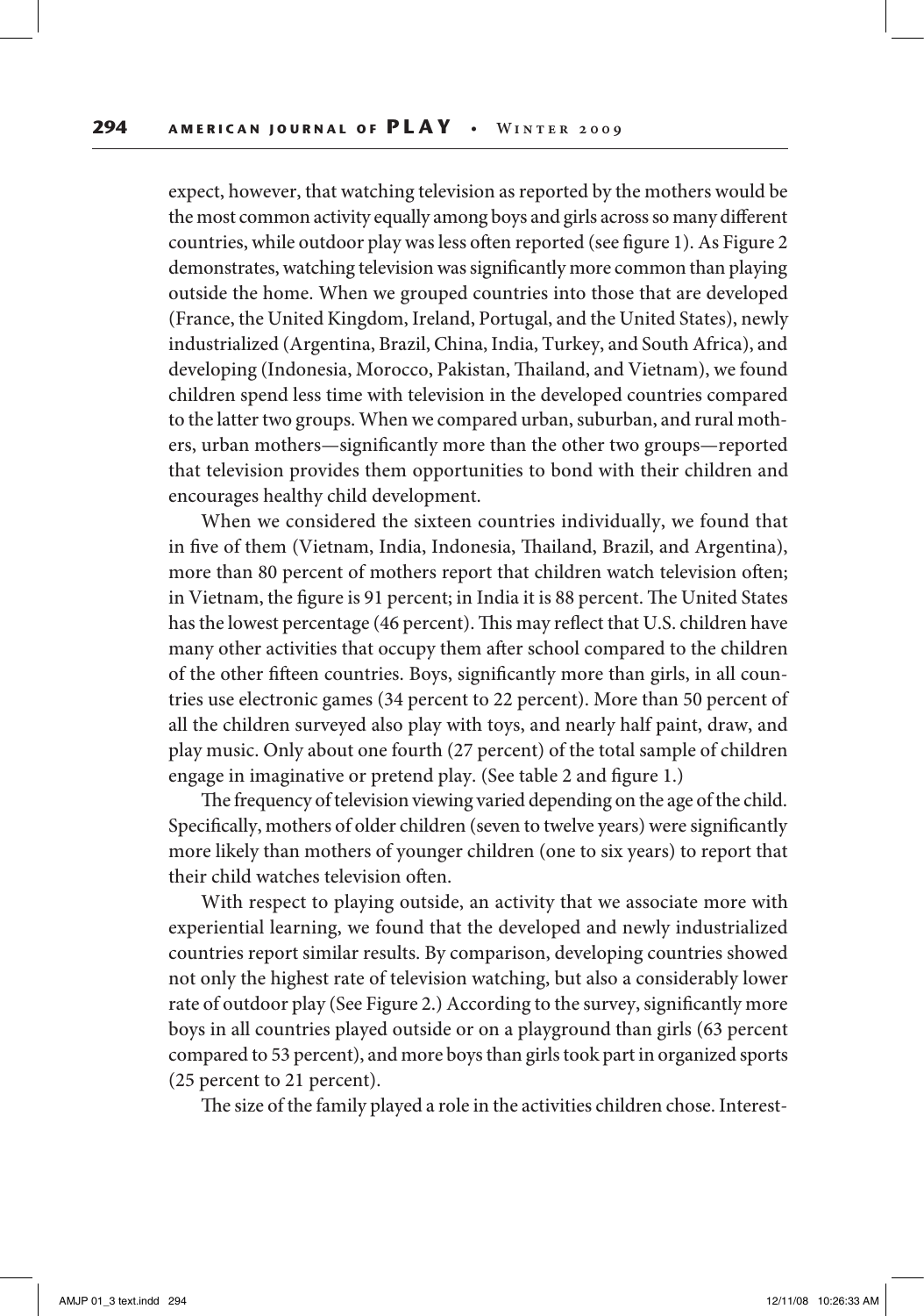expect, however, that watching television as reported by the mothers would be the most common activity equally among boys and girls across so many different countries, while outdoor play was less often reported (see figure 1). As Figure 2 demonstrates, watching television was significantly more common than playing outside the home. When we grouped countries into those that are developed (France, the United Kingdom, Ireland, Portugal, and the United States), newly industrialized (Argentina, Brazil, China, India, Turkey, and South Africa), and developing (Indonesia, Morocco, Pakistan, Thailand, and Vietnam), we found children spend less time with television in the developed countries compared to the latter two groups. When we compared urban, suburban, and rural mothers, urban mothers—significantly more than the other two groups—reported that television provides them opportunities to bond with their children and encourages healthy child development.

When we considered the sixteen countries individually, we found that in five of them (Vietnam, India, Indonesia, Thailand, Brazil, and Argentina), more than 80 percent of mothers report that children watch television often; in Vietnam, the figure is 91 percent; in India it is 88 percent. The United States has the lowest percentage (46 percent). This may reflect that U.S. children have many other activities that occupy them after school compared to the children of the other fifteen countries. Boys, significantly more than girls, in all countries use electronic games (34 percent to 22 percent). More than 50 percent of all the children surveyed also play with toys, and nearly half paint, draw, and play music. Only about one fourth (27 percent) of the total sample of children engage in imaginative or pretend play. (See table 2 and figure 1.)

The frequency of television viewing varied depending on the age of the child. Specifically, mothers of older children (seven to twelve years) were significantly more likely than mothers of younger children (one to six years) to report that their child watches television often.

With respect to playing outside, an activity that we associate more with experiential learning, we found that the developed and newly industrialized countries report similar results. By comparison, developing countries showed not only the highest rate of television watching, but also a considerably lower rate of outdoor play (See Figure 2.) According to the survey, significantly more boys in all countries played outside or on a playground than girls (63 percent compared to 53 percent), and more boys than girls took part in organized sports (25 percent to 21 percent).

The size of the family played a role in the activities children chose. Interest-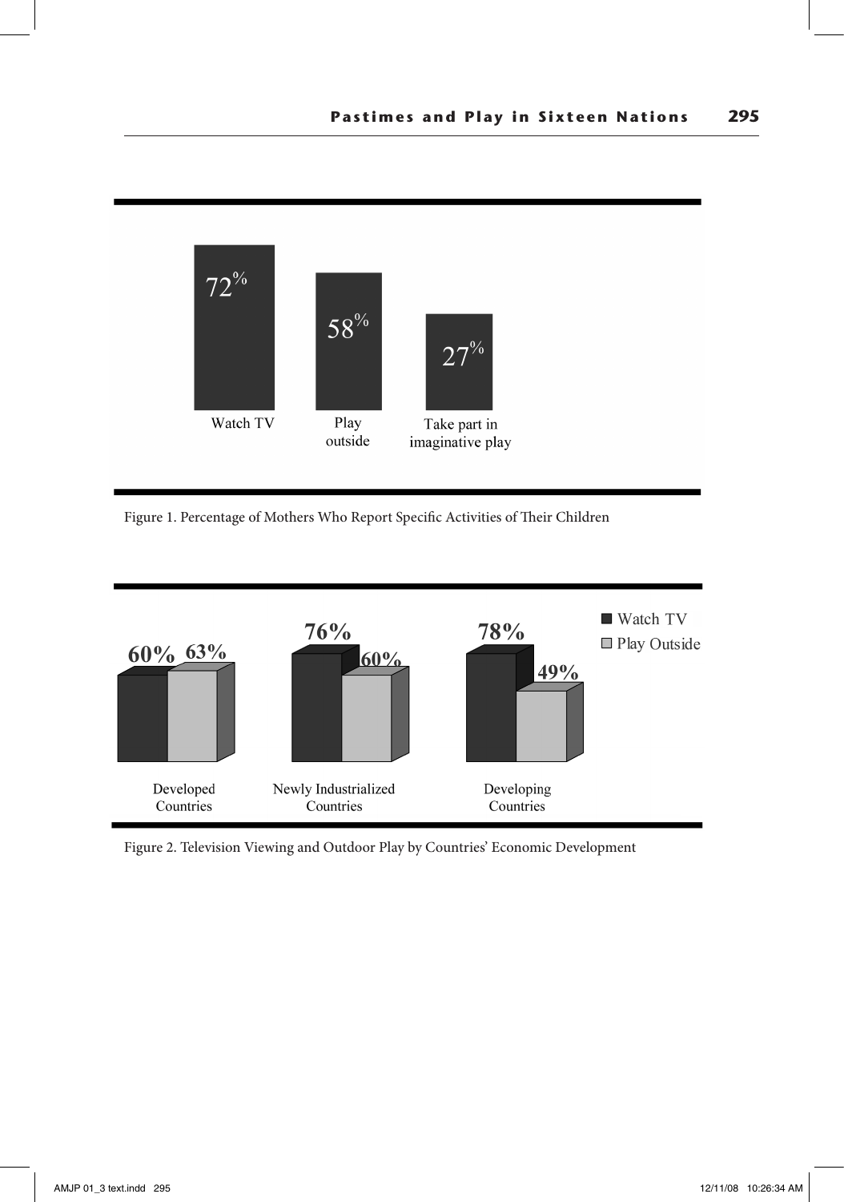72%
Watch TV

58%
Play outside

27%
Take part in imaginative play

Figure 1. Percentage of Mothers Who Report Specific Activities of Their Children

| | Watch TV | Play Outside |
| --- | --- | --- |
| Developed Countries | 60% | 63% |
| Newly Industrialized Countries | 76% | 60% |
| Developing Countries | 78% | 49% |

Figure 2. Television Viewing and Outdoor Play by Countries' Economic Development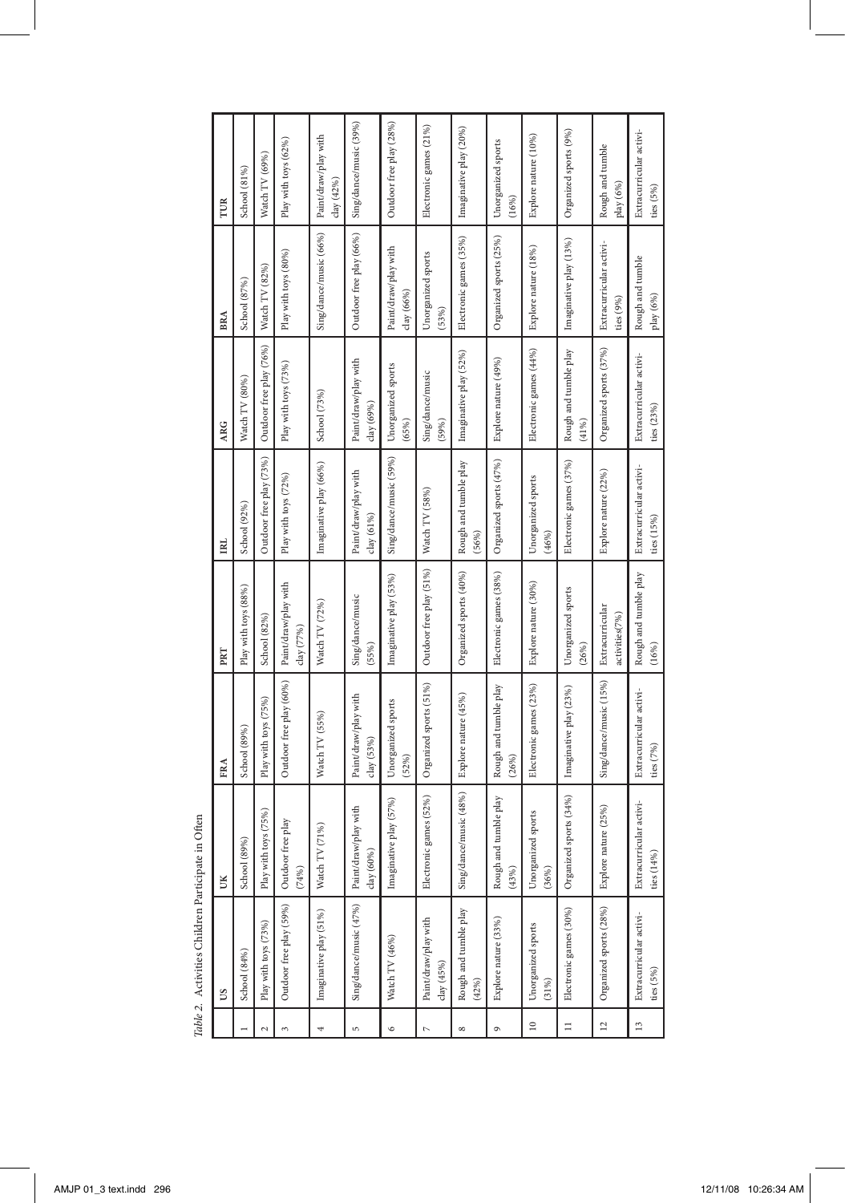*Table 2.* Activities Children Participate in Often

| | US | UK | FRA | PRT | IRL | ARG | BRA | TUR |
|---|---|---|---|---|---|---|---|---|
| 1 | School (84%) | School (89%) | School (89%) | Play with toys (88%) | School (92%) | Watch TV (80%) | School (87%) | School (81%) |
| 2 | Play with toys (73%) | Play with toys (75%) | Play with toys (75%) | School (82%) | Outdoor free play (73%) | Outdoor free play (76%) | Watch TV (82%) | Watch TV (69%) |
| 3 | Outdoor free play (59%) | Outdoor free play (74%) | Outdoor free play (60%) | Paint/draw/play with clay (77%) | Play with toys (72%) | Play with toys (73%) | Play with toys (80%) | Play with toys (62%) |
| 4 | Imaginative play (51%) | Watch TV (71%) | Watch TV (55%) | Watch TV (72%) | Imaginative play (66%) | School (73%) | Sing/dance/music (66%) | Paint/draw/play with clay (42%) |
| 5 | Sing/dance/music (47%) | Paint/draw/play with clay (60%) | Paint/draw/play with clay (53%) | Sing/dance/music (55%) | Paint/draw/play with clay (61%) | Paint/draw/play with clay (69%) | Outdoor free play (66%) | Sing/dance/music (39%) |
| 6 | Watch TV (46%) | Imaginative play (57%) | Unorganized sports (52%) | Imaginative play (53%) | Sing/dance/music (59%) | Unorganized sports (65%) | Paint/draw/play with clay (66%) | Outdoor free play (28%) |
| 7 | Paint/draw/play with clay (45%) | Electronic games (52%) | Organized sports (51%) | Outdoor free play (51%) | Watch TV (58%) | Sing/dance/music (59%) | Unorganized sports (53%) | Electronic games (21%) |
| 8 | Rough and tumble play (42%) | Sing/dance/music (48%) | Explore nature (45%) | Organized sports (40%) | Rough and tumble play (56%) | Imaginative play (52%) | Electronic games (35%) | Imaginative play (20%) |
| 9 | Explore nature (33%) | Rough and tumble play (43%) | Rough and tumble play (26%) | Electronic games (38%) | Organized sports (47%) | Explore nature (49%) | Organized sports (25%) | Unorganized sports (16%) |
| 10 | Unorganized sports (31%) | Unorganized sports (36%) | Electronic games (23%) | Explore nature (30%) | Unorganized sports (46%) | Electronic games (44%) | Explore nature (18%) | Explore nature (10%) |
| 11 | Electronic games (30%) | Organized sports (34%) | Imaginative play (23%) | Unorganized sports (26%) | Electronic games (37%) | Rough and tumble play (41%) | Imaginative play (13%) | Organized sports (9%) |
| 12 | Organized sports (28%) | Explore nature (25%) | Sing/dance/music (15%) | Extracurricular activities(7%) | Explore nature (22%) | Organized sports (37%) | Extracurricular activities (9%) | Rough and tumble play (6%) |
| 13 | Extracurricular activities (5%) | Extracurricular activities (14%) | Extracurricular activities (7%) | Rough and tumble play (16%) | Extracurricular activities (15%) | Extracurricular activities (23%) | Rough and tumble play (6%) | Extracurricular activities (5%) |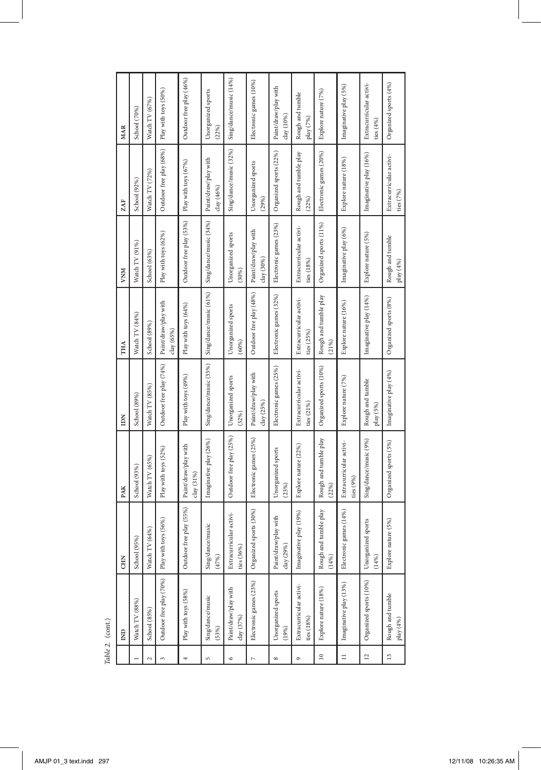*Table 2.* (cont.)

| | IND | CHN | PAK | IDN | THA | VNM | ZAF | MAR |
|---|---|---|---|---|---|---|---|---|
| 1 | Watch TV (88%) | School (95%) | School (93%) | School (89%) | Watch TV (84%) | Watch TV (91%) | School (92%) | School (70%) |
| 2 | School (85%) | Watch TV (64%) | Watch TV (65%) | Watch TV (85%) | School (89%) | School (63%) | Watch TV (72%) | Watch TV (67%) |
| 3 | Outdoor free play (70%) | Play with toys (56%) | Play with toys (52%) | Outdoor free play (74%) | Paint/draw/play with clay (65%) | Play with toys (62%) | Outdoor free play (68%) | Play with toys (50%) |
| 4 | Play with toys (58%) | Outdoor free play (55%) | Paint/draw/play with clay (31%) | Play with toys (49%) | Play with toys (64%) | Outdoor free play (53%) | Play with toys (67%) | Outdoor free play (46%) |
| 5 | Sing/dance/music (53%) | Sing/dance/music (47%) | Imaginative play (26%) | Sing/dance/music (35%) | Sing/dance/music (61%) | Sing/dance/music (34%) | Paint/draw/play with clay (46%) | Unorganized sports (22%) |
| 6 | Paint/draw/play with clay (37%) | Extracurricular activities (36%) | Outdoor free play (25%) | Unorganized sports (32%) | Unorganized sports (60%) | Unorganized sports (30%) | Sing/dance/music (32%) | Sing/dance/music (14%) |
| 7 | Electronic games (23%) | Organized sports (30%) | Electronic games (25%) | Paint/draw/play with clay (25%) | Outdoor free play (48%) | Paint/draw/play with clay (30%) | Unorganized sports (29%) | Electronic games (10%) |
| 8 | Unorganized sports (19%) | Paint/draw/play with clay (29%) | Unorganized sports (23%) | Electronic games (25%) | Electronic games (32%) | Electronic games (23%) | Organized sports (22%) | Paint/draw/play with clay (10%) |
| 9 | Extracurricular activities (18%) | Imaginative play (19%) | Explore nature (22%) | Extracurricular activities (21%) | Extracurricular activities (25%) | Extracurricular activities (18%) | Rough and tumble play (22%) | Rough and tumble play (7%) |
| 10 | Explore nature (18%) | Rough and tumble play (14%) | Rough and tumble play (22%) | Organized sports (10%) | Rough and tumble play (21%) | Organized sports (11%) | Electronic games (20%) | Explore nature (7%) |
| 11 | Imaginative play (13%) | Electronic games (14%) | Extracurricular activities (9%) | Explore nature (7%) | Explore nature (16%) | Imaginative play (6%) | Explore nature (18%) | Imaginative play (5%) |
| 12 | Organized sports (10%) | Unorganized sports (14%) | Sing/dance/music (9%) | Rough and tumble play (5%) | Imaginative play (14%) | Explore nature (5%) | Imaginative play (16%) | Extracurricular activities (4%) |
| 13 | Rough and tumble play (4%) | Explore nature (5%) | Organized sports (5%) | Imaginative play (4%) | Organized sports (8%) | Rough and tumble play (4%) | Extracurricular activities (7%) | Organized sports (4%) |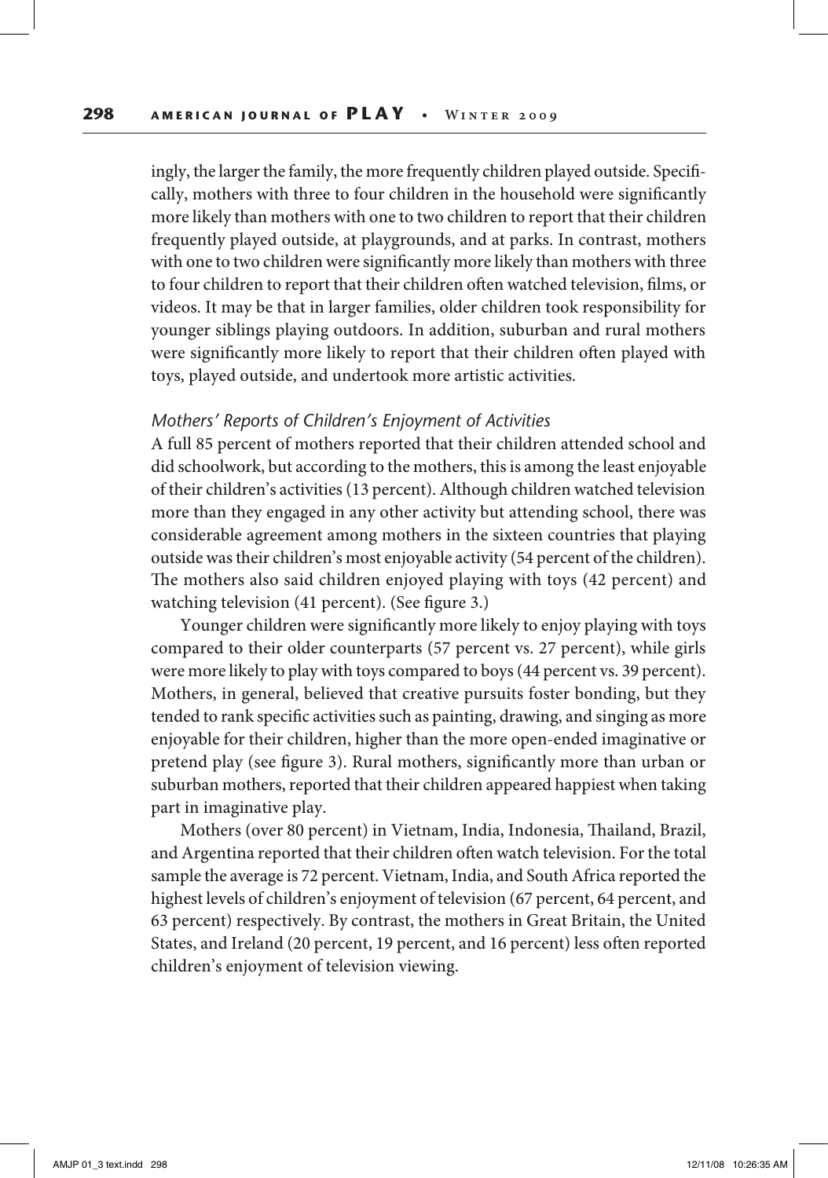ingly, the larger the family, the more frequently children played outside. Specifically, mothers with three to four children in the household were significantly more likely than mothers with one to two children to report that their children frequently played outside, at playgrounds, and at parks. In contrast, mothers with one to two children were significantly more likely than mothers with three to four children to report that their children often watched television, films, or videos. It may be that in larger families, older children took responsibility for younger siblings playing outdoors. In addition, suburban and rural mothers were significantly more likely to report that their children often played with toys, played outside, and undertook more artistic activities.

### *Mothers' Reports of Children's Enjoyment of Activities*

A full 85 percent of mothers reported that their children attended school and did schoolwork, but according to the mothers, this is among the least enjoyable of their children's activities (13 percent). Although children watched television more than they engaged in any other activity but attending school, there was considerable agreement among mothers in the sixteen countries that playing outside was their children's most enjoyable activity (54 percent of the children). The mothers also said children enjoyed playing with toys (42 percent) and watching television (41 percent). (See figure 3.)

Younger children were significantly more likely to enjoy playing with toys compared to their older counterparts (57 percent vs. 27 percent), while girls were more likely to play with toys compared to boys (44 percent vs. 39 percent). Mothers, in general, believed that creative pursuits foster bonding, but they tended to rank specific activities such as painting, drawing, and singing as more enjoyable for their children, higher than the more open-ended imaginative or pretend play (see figure 3). Rural mothers, significantly more than urban or suburban mothers, reported that their children appeared happiest when taking part in imaginative play.

Mothers (over 80 percent) in Vietnam, India, Indonesia, Thailand, Brazil, and Argentina reported that their children often watch television. For the total sample the average is 72 percent. Vietnam, India, and South Africa reported the highest levels of children's enjoyment of television (67 percent, 64 percent, and 63 percent) respectively. By contrast, the mothers in Great Britain, the United States, and Ireland (20 percent, 19 percent, and 16 percent) less often reported children's enjoyment of television viewing.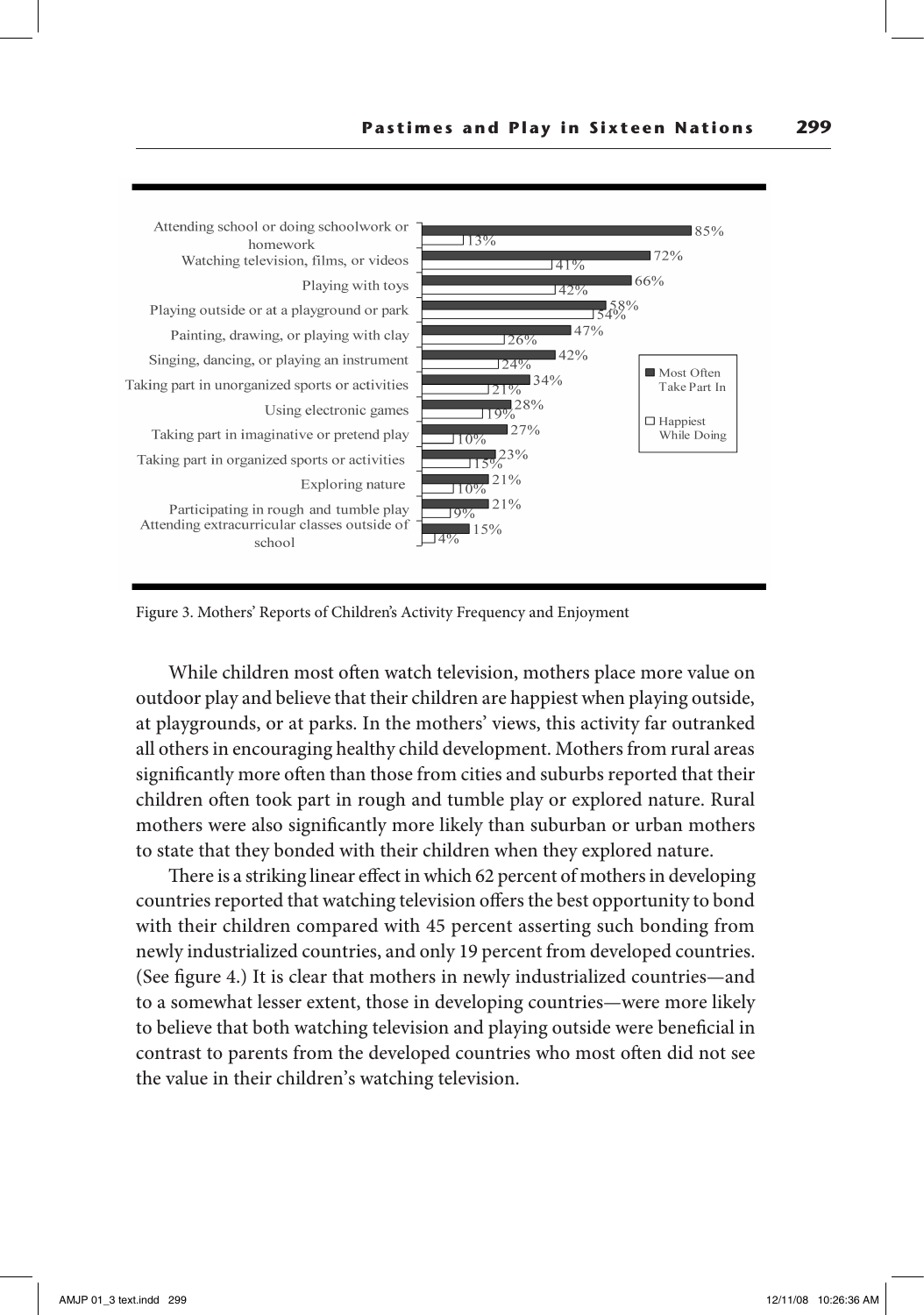| Activity | Most Often Take Part In | Happiest While Doing |
|---|---|---|
| Attending school or doing schoolwork or homework | 85% | 13% |
| Watching television, films, or videos | 72% | 41% |
| Playing with toys | 66% | 42% |
| Playing outside or at a playground or park | 58% | 54% |
| Painting, drawing, or playing with clay | 47% | 26% |
| Singing, dancing, or playing an instrument | 42% | 24% |
| Taking part in unorganized sports or activities | 34% | 21% |
| Using electronic games | 28% | 19% |
| Taking part in imaginative or pretend play | 27% | 10% |
| Taking part in organized sports or activities | 23% | 15% |
| Exploring nature | 21% | 10% |
| Participating in rough and tumble play | 21% | 9% |
| Attending extracurricular classes outside of school | 15% | 4% |

Figure 3. Mothers' Reports of Children's Activity Frequency and Enjoyment

While children most often watch television, mothers place more value on outdoor play and believe that their children are happiest when playing outside, at playgrounds, or at parks. In the mothers' views, this activity far outranked all others in encouraging healthy child development. Mothers from rural areas significantly more often than those from cities and suburbs reported that their children often took part in rough and tumble play or explored nature. Rural mothers were also significantly more likely than suburban or urban mothers to state that they bonded with their children when they explored nature.

There is a striking linear effect in which 62 percent of mothers in developing countries reported that watching television offers the best opportunity to bond with their children compared with 45 percent asserting such bonding from newly industrialized countries, and only 19 percent from developed countries. (See figure 4.) It is clear that mothers in newly industrialized countries—and to a somewhat lesser extent, those in developing countries—were more likely to believe that both watching television and playing outside were beneficial in contrast to parents from the developed countries who most often did not see the value in their children's watching television.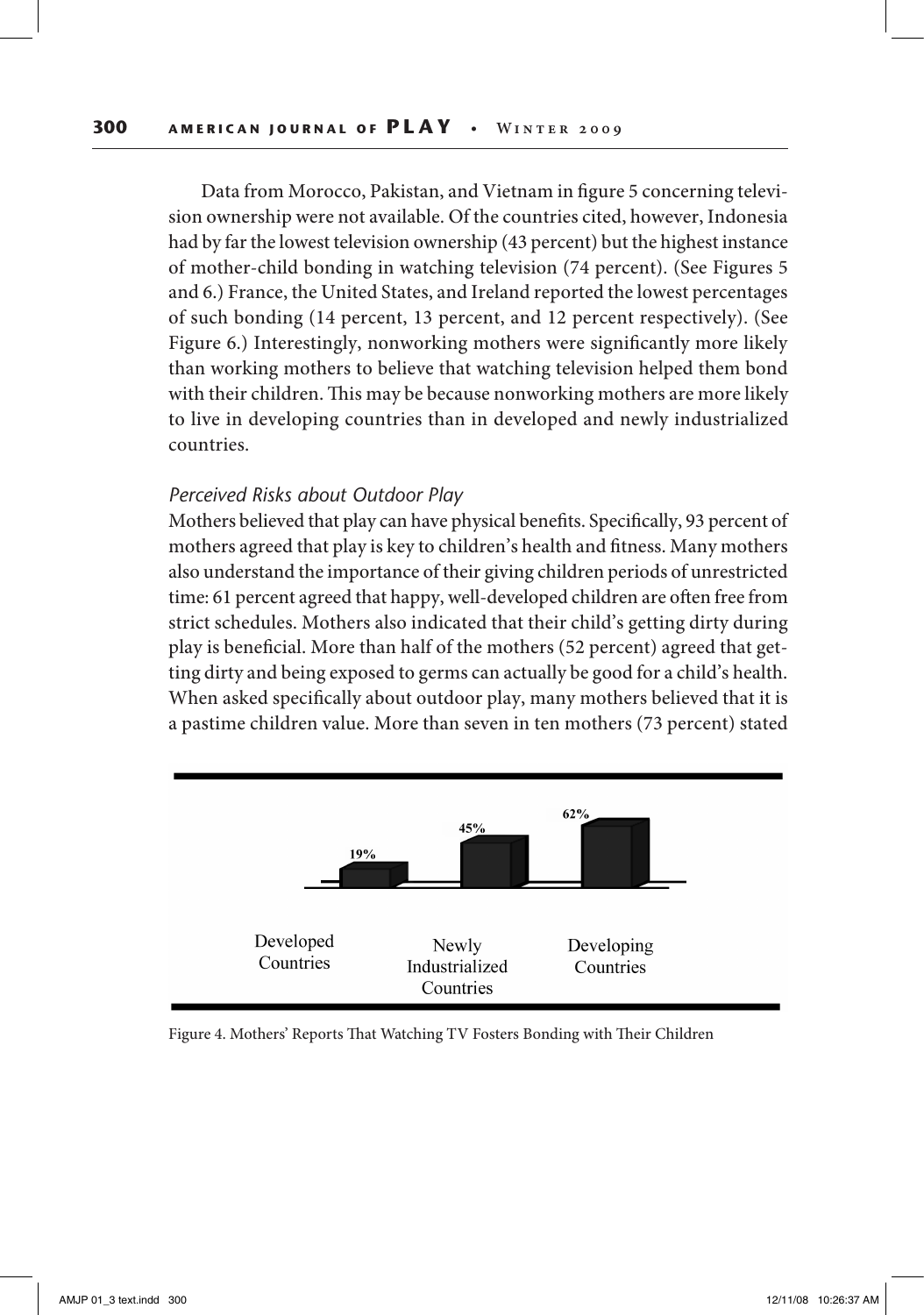Data from Morocco, Pakistan, and Vietnam in figure 5 concerning television ownership were not available. Of the countries cited, however, Indonesia had by far the lowest television ownership (43 percent) but the highest instance of mother-child bonding in watching television (74 percent). (See Figures 5 and 6.) France, the United States, and Ireland reported the lowest percentages of such bonding (14 percent, 13 percent, and 12 percent respectively). (See Figure 6.) Interestingly, nonworking mothers were significantly more likely than working mothers to believe that watching television helped them bond with their children. This may be because nonworking mothers are more likely to live in developing countries than in developed and newly industrialized countries.

### *Perceived Risks about Outdoor Play*

Mothers believed that play can have physical benefits. Specifically, 93 percent of mothers agreed that play is key to children's health and fitness. Many mothers also understand the importance of their giving children periods of unrestricted time: 61 percent agreed that happy, well-developed children are often free from strict schedules. Mothers also indicated that their child's getting dirty during play is beneficial. More than half of the mothers (52 percent) agreed that getting dirty and being exposed to germs can actually be good for a child's health. When asked specifically about outdoor play, many mothers believed that it is a pastime children value. More than seven in ten mothers (73 percent) stated

| Developed Countries | Newly Industrialized Countries | Developing Countries |
|---|---|---|
| 19% | 45% | 62% |

Figure 4. Mothers' Reports That Watching TV Fosters Bonding with Their Children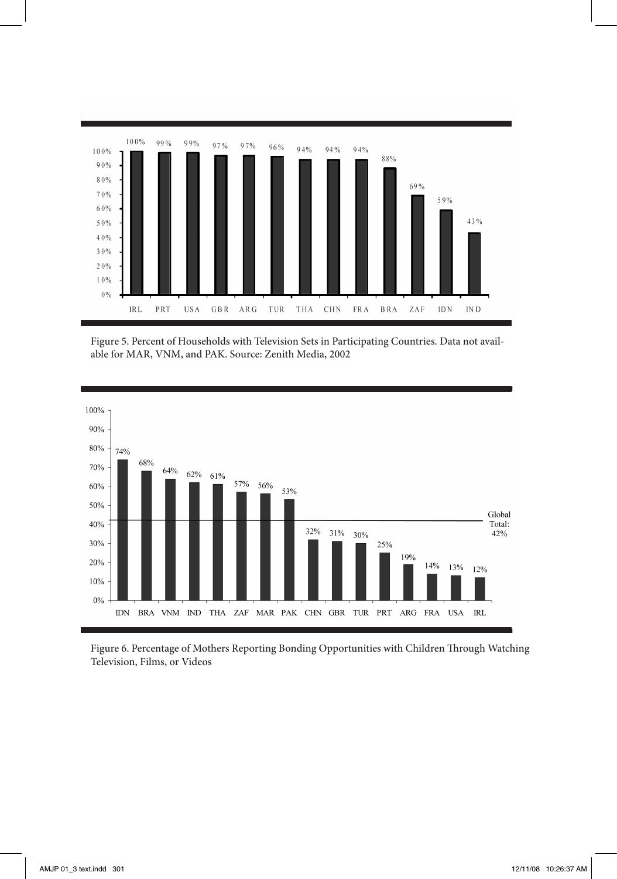| IRL | PRT | USA | GBR | ARG | TUR | THA | CHN | FRA | BRA | ZAF | IDN | IND |
|---|---|---|---|---|---|---|---|---|---|---|---|---|
| 100% | 99% | 99% | 97% | 97% | 96% | 94% | 94% | 94% | 88% | 69% | 59% | 43% |

Figure 5. Percent of Households with Television Sets in Participating Countries. Data not available for MAR, VNM, and PAK. Source: Zenith Media, 2002

| IDN | BRA | VNM | IND | THA | ZAF | MAR | PAK | CHN | GBR | TUR | PRT | ARG | FRA | USA | IRL |
|---|---|---|---|---|---|---|---|---|---|---|---|---|---|---|---|
| 74% | 68% | 64% | 62% | 61% | 57% | 56% | 53% | 32% | 31% | 30% | 25% | 19% | 14% | 13% | 12% |

Global Total: 42%

Figure 6. Percentage of Mothers Reporting Bonding Opportunities with Children Through Watching Television, Films, or Videos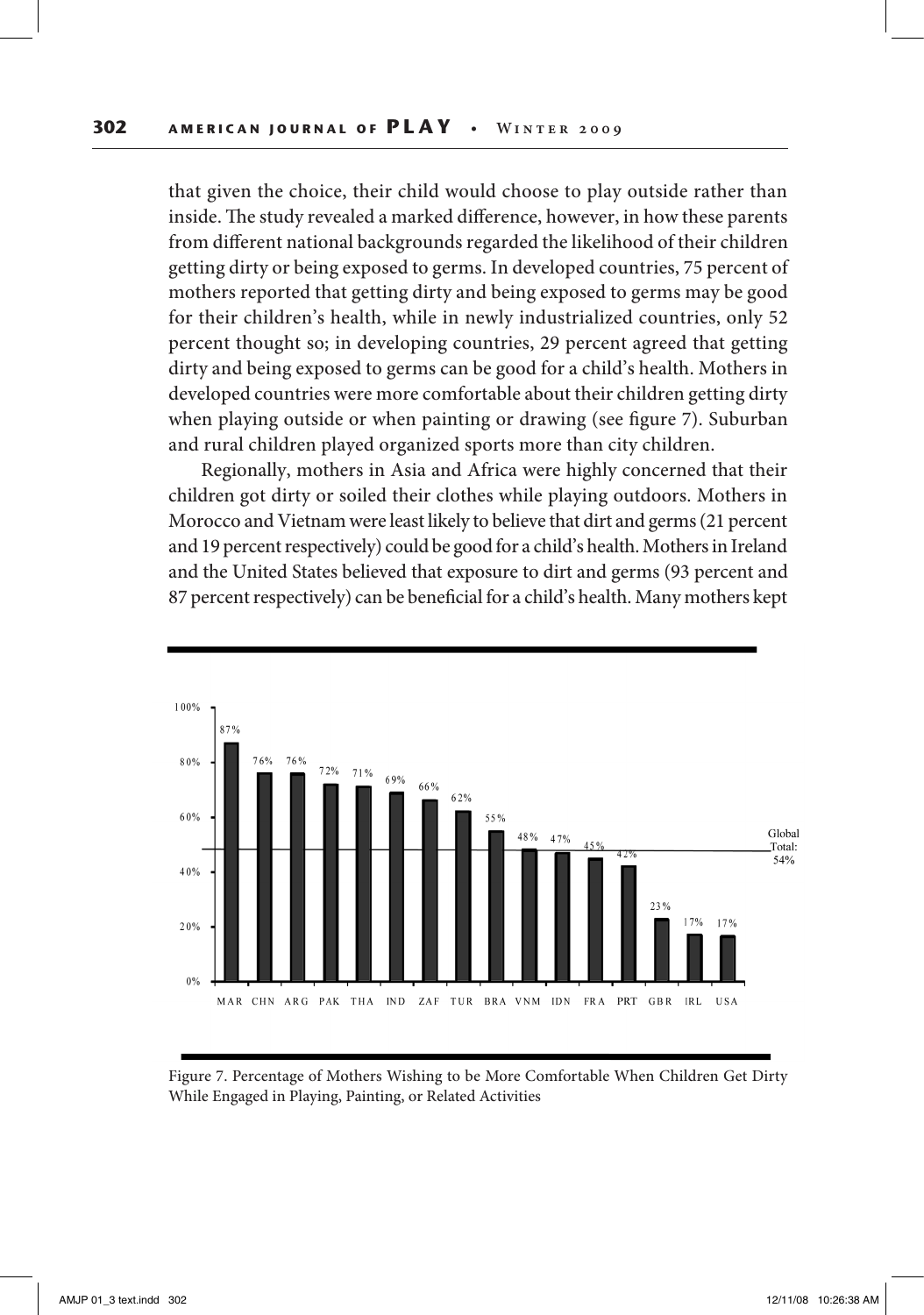that given the choice, their child would choose to play outside rather than inside. The study revealed a marked difference, however, in how these parents from different national backgrounds regarded the likelihood of their children getting dirty or being exposed to germs. In developed countries, 75 percent of mothers reported that getting dirty and being exposed to germs may be good for their children's health, while in newly industrialized countries, only 52 percent thought so; in developing countries, 29 percent agreed that getting dirty and being exposed to germs can be good for a child's health. Mothers in developed countries were more comfortable about their children getting dirty when playing outside or when painting or drawing (see figure 7). Suburban and rural children played organized sports more than city children.

Regionally, mothers in Asia and Africa were highly concerned that their children got dirty or soiled their clothes while playing outdoors. Mothers in Morocco and Vietnam were least likely to believe that dirt and germs (21 percent and 19 percent respectively) could be good for a child's health. Mothers in Ireland and the United States believed that exposure to dirt and germs (93 percent and 87 percent respectively) can be beneficial for a child's health. Many mothers kept

| MAR | CHN | ARG | PAK | THA | IND | ZAF | TUR | BRA | VNM | IDN | FRA | PRT | GBR | IRL | USA |
|---|---|---|---|---|---|---|---|---|---|---|---|---|---|---|---|
| 87% | 76% | 76% | 72% | 71% | 69% | 66% | 62% | 55% | 48% | 47% | 45% | 42% | 23% | 17% | 17% |

Global Total: 54%

Figure 7. Percentage of Mothers Wishing to be More Comfortable When Children Get Dirty While Engaged in Playing, Painting, or Related Activities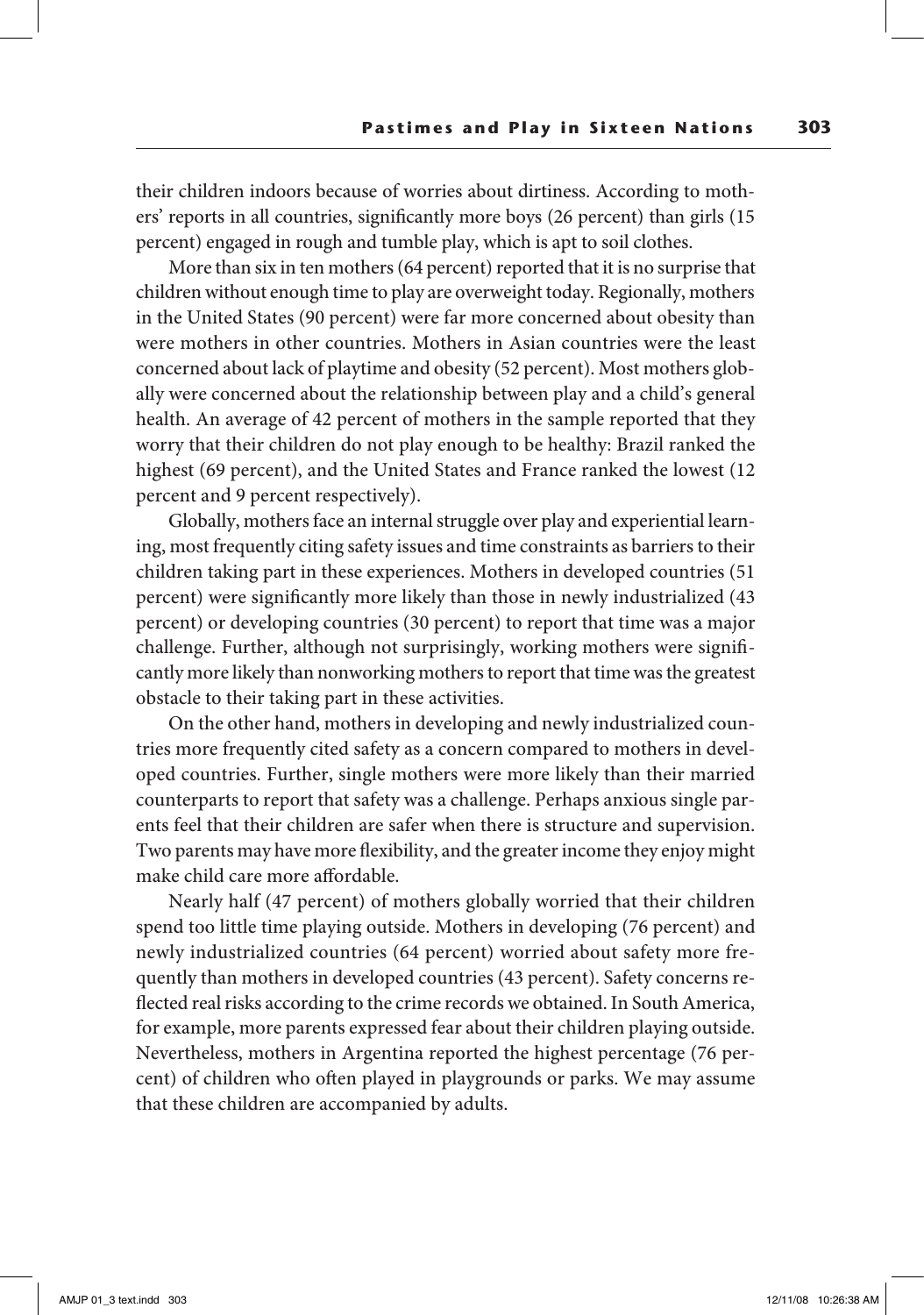their children indoors because of worries about dirtiness. According to mothers' reports in all countries, significantly more boys (26 percent) than girls (15 percent) engaged in rough and tumble play, which is apt to soil clothes.

More than six in ten mothers (64 percent) reported that it is no surprise that children without enough time to play are overweight today. Regionally, mothers in the United States (90 percent) were far more concerned about obesity than were mothers in other countries. Mothers in Asian countries were the least concerned about lack of playtime and obesity (52 percent). Most mothers globally were concerned about the relationship between play and a child's general health. An average of 42 percent of mothers in the sample reported that they worry that their children do not play enough to be healthy: Brazil ranked the highest (69 percent), and the United States and France ranked the lowest (12 percent and 9 percent respectively).

Globally, mothers face an internal struggle over play and experiential learning, most frequently citing safety issues and time constraints as barriers to their children taking part in these experiences. Mothers in developed countries (51 percent) were significantly more likely than those in newly industrialized (43 percent) or developing countries (30 percent) to report that time was a major challenge. Further, although not surprisingly, working mothers were significantly more likely than nonworking mothers to report that time was the greatest obstacle to their taking part in these activities.

On the other hand, mothers in developing and newly industrialized countries more frequently cited safety as a concern compared to mothers in developed countries. Further, single mothers were more likely than their married counterparts to report that safety was a challenge. Perhaps anxious single parents feel that their children are safer when there is structure and supervision. Two parents may have more flexibility, and the greater income they enjoy might make child care more affordable.

Nearly half (47 percent) of mothers globally worried that their children spend too little time playing outside. Mothers in developing (76 percent) and newly industrialized countries (64 percent) worried about safety more frequently than mothers in developed countries (43 percent). Safety concerns reflected real risks according to the crime records we obtained. In South America, for example, more parents expressed fear about their children playing outside. Nevertheless, mothers in Argentina reported the highest percentage (76 percent) of children who often played in playgrounds or parks. We may assume that these children are accompanied by adults.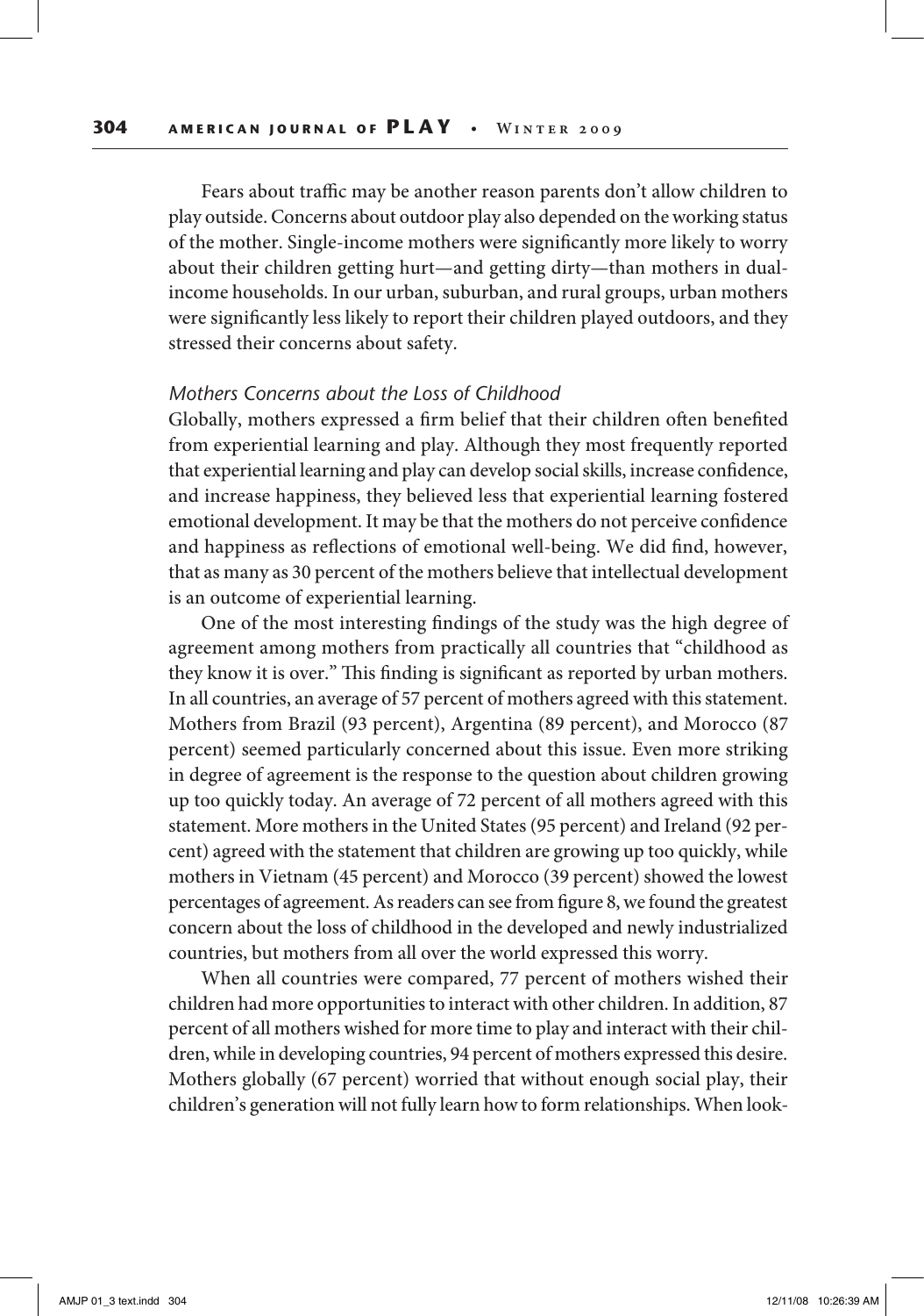Fears about traffic may be another reason parents don't allow children to play outside. Concerns about outdoor play also depended on the working status of the mother. Single-income mothers were significantly more likely to worry about their children getting hurt—and getting dirty—than mothers in dual-income households. In our urban, suburban, and rural groups, urban mothers were significantly less likely to report their children played outdoors, and they stressed their concerns about safety.

### *Mothers Concerns about the Loss of Childhood*

Globally, mothers expressed a firm belief that their children often benefited from experiential learning and play. Although they most frequently reported that experiential learning and play can develop social skills, increase confidence, and increase happiness, they believed less that experiential learning fostered emotional development. It may be that the mothers do not perceive confidence and happiness as reflections of emotional well-being. We did find, however, that as many as 30 percent of the mothers believe that intellectual development is an outcome of experiential learning.

One of the most interesting findings of the study was the high degree of agreement among mothers from practically all countries that "childhood as they know it is over." This finding is significant as reported by urban mothers. In all countries, an average of 57 percent of mothers agreed with this statement. Mothers from Brazil (93 percent), Argentina (89 percent), and Morocco (87 percent) seemed particularly concerned about this issue. Even more striking in degree of agreement is the response to the question about children growing up too quickly today. An average of 72 percent of all mothers agreed with this statement. More mothers in the United States (95 percent) and Ireland (92 percent) agreed with the statement that children are growing up too quickly, while mothers in Vietnam (45 percent) and Morocco (39 percent) showed the lowest percentages of agreement. As readers can see from figure 8, we found the greatest concern about the loss of childhood in the developed and newly industrialized countries, but mothers from all over the world expressed this worry.

When all countries were compared, 77 percent of mothers wished their children had more opportunities to interact with other children. In addition, 87 percent of all mothers wished for more time to play and interact with their children, while in developing countries, 94 percent of mothers expressed this desire. Mothers globally (67 percent) worried that without enough social play, their children's generation will not fully learn how to form relationships. When look-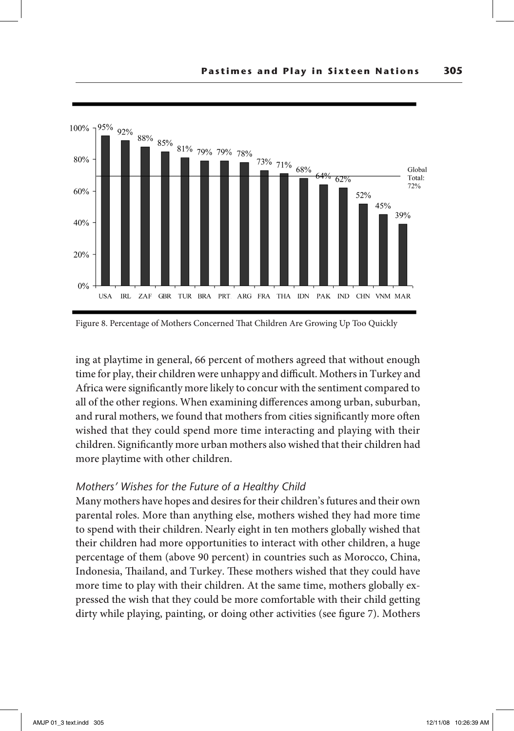| USA | IRL | ZAF | GBR | TUR | BRA | PRT | ARG | FRA | THA | IDN | PAK | IND | CHN | VNM | MAR |
|---|---|---|---|---|---|---|---|---|---|---|---|---|---|---|---|
| 95% | 92% | 88% | 85% | 81% | 79% | 79% | 78% | 73% | 71% | 68% | 64% | 62% | 52% | 45% | 39% |

Global Total: 72%

Figure 8. Percentage of Mothers Concerned That Children Are Growing Up Too Quickly

ing at playtime in general, 66 percent of mothers agreed that without enough time for play, their children were unhappy and difficult. Mothers in Turkey and Africa were significantly more likely to concur with the sentiment compared to all of the other regions. When examining differences among urban, suburban, and rural mothers, we found that mothers from cities significantly more often wished that they could spend more time interacting and playing with their children. Significantly more urban mothers also wished that their children had more playtime with other children.

### *Mothers' Wishes for the Future of a Healthy Child*

Many mothers have hopes and desires for their children's futures and their own parental roles. More than anything else, mothers wished they had more time to spend with their children. Nearly eight in ten mothers globally wished that their children had more opportunities to interact with other children, a huge percentage of them (above 90 percent) in countries such as Morocco, China, Indonesia, Thailand, and Turkey. These mothers wished that they could have more time to play with their children. At the same time, mothers globally expressed the wish that they could be more comfortable with their child getting dirty while playing, painting, or doing other activities (see figure 7). Mothers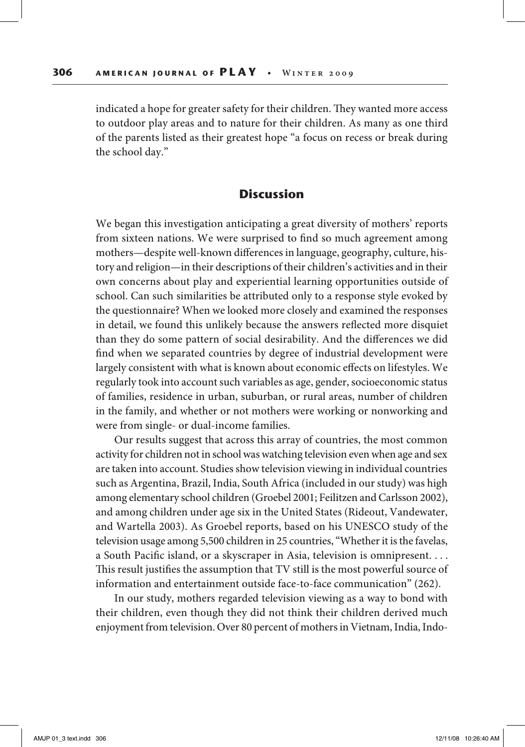indicated a hope for greater safety for their children. They wanted more access to outdoor play areas and to nature for their children. As many as one third of the parents listed as their greatest hope "a focus on recess or break during the school day."

## Discussion

We began this investigation anticipating a great diversity of mothers' reports from sixteen nations. We were surprised to find so much agreement among mothers—despite well-known differences in language, geography, culture, history and religion—in their descriptions of their children's activities and in their own concerns about play and experiential learning opportunities outside of school. Can such similarities be attributed only to a response style evoked by the questionnaire? When we looked more closely and examined the responses in detail, we found this unlikely because the answers reflected more disquiet than they do some pattern of social desirability. And the differences we did find when we separated countries by degree of industrial development were largely consistent with what is known about economic effects on lifestyles. We regularly took into account such variables as age, gender, socioeconomic status of families, residence in urban, suburban, or rural areas, number of children in the family, and whether or not mothers were working or nonworking and were from single- or dual-income families.

Our results suggest that across this array of countries, the most common activity for children not in school was watching television even when age and sex are taken into account. Studies show television viewing in individual countries such as Argentina, Brazil, India, South Africa (included in our study) was high among elementary school children (Groebel 2001; Feilitzen and Carlsson 2002), and among children under age six in the United States (Rideout, Vandewater, and Wartella 2003). As Groebel reports, based on his UNESCO study of the television usage among 5,500 children in 25 countries, "Whether it is the favelas, a South Pacific island, or a skyscraper in Asia, television is omnipresent. . . . This result justifies the assumption that TV still is the most powerful source of information and entertainment outside face-to-face communication" (262).

In our study, mothers regarded television viewing as a way to bond with their children, even though they did not think their children derived much enjoyment from television. Over 80 percent of mothers in Vietnam, India, Indo-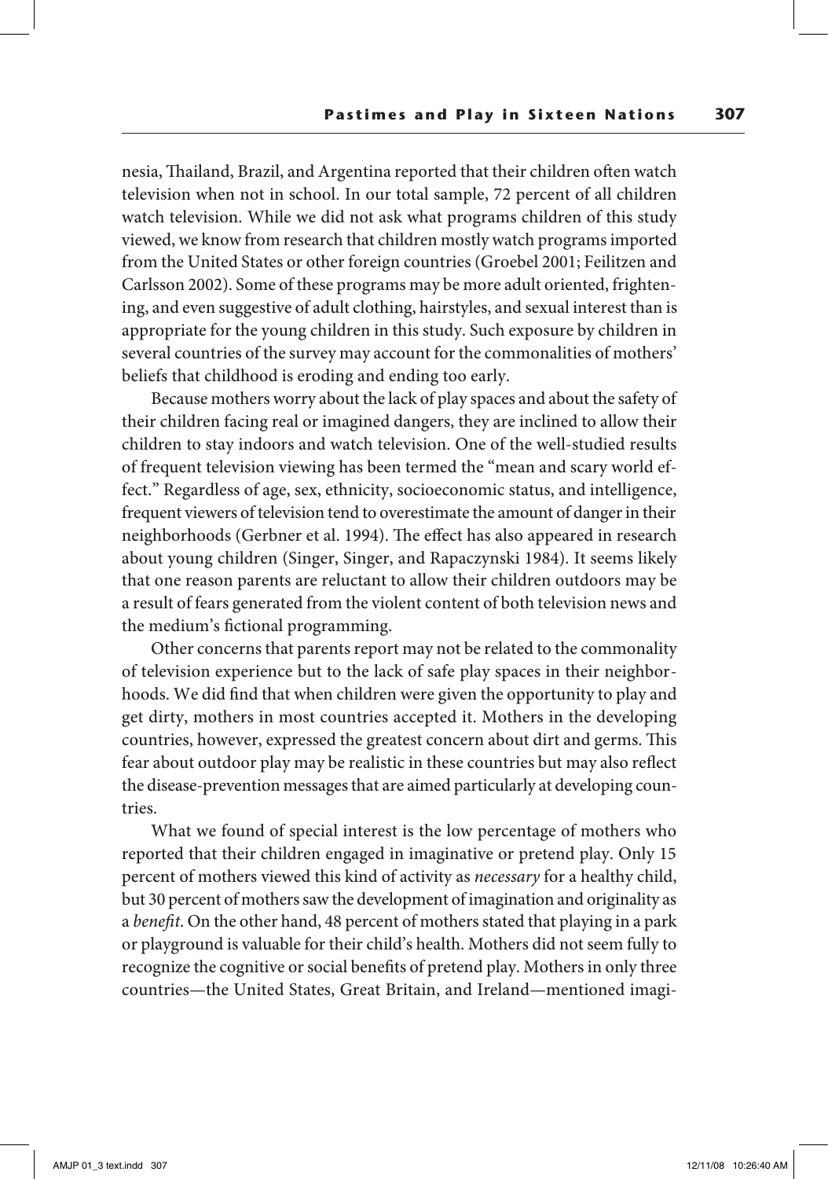nesia, Thailand, Brazil, and Argentina reported that their children often watch television when not in school. In our total sample, 72 percent of all children watch television. While we did not ask what programs children of this study viewed, we know from research that children mostly watch programs imported from the United States or other foreign countries (Groebel 2001; Feilitzen and Carlsson 2002). Some of these programs may be more adult oriented, frightening, and even suggestive of adult clothing, hairstyles, and sexual interest than is appropriate for the young children in this study. Such exposure by children in several countries of the survey may account for the commonalities of mothers' beliefs that childhood is eroding and ending too early.

Because mothers worry about the lack of play spaces and about the safety of their children facing real or imagined dangers, they are inclined to allow their children to stay indoors and watch television. One of the well-studied results of frequent television viewing has been termed the "mean and scary world effect." Regardless of age, sex, ethnicity, socioeconomic status, and intelligence, frequent viewers of television tend to overestimate the amount of danger in their neighborhoods (Gerbner et al. 1994). The effect has also appeared in research about young children (Singer, Singer, and Rapaczynski 1984). It seems likely that one reason parents are reluctant to allow their children outdoors may be a result of fears generated from the violent content of both television news and the medium's fictional programming.

Other concerns that parents report may not be related to the commonality of television experience but to the lack of safe play spaces in their neighborhoods. We did find that when children were given the opportunity to play and get dirty, mothers in most countries accepted it. Mothers in the developing countries, however, expressed the greatest concern about dirt and germs. This fear about outdoor play may be realistic in these countries but may also reflect the disease-prevention messages that are aimed particularly at developing countries.

What we found of special interest is the low percentage of mothers who reported that their children engaged in imaginative or pretend play. Only 15 percent of mothers viewed this kind of activity as *necessary* for a healthy child, but 30 percent of mothers saw the development of imagination and originality as a *benefit*. On the other hand, 48 percent of mothers stated that playing in a park or playground is valuable for their child's health. Mothers did not seem fully to recognize the cognitive or social benefits of pretend play. Mothers in only three countries—the United States, Great Britain, and Ireland—mentioned imagi-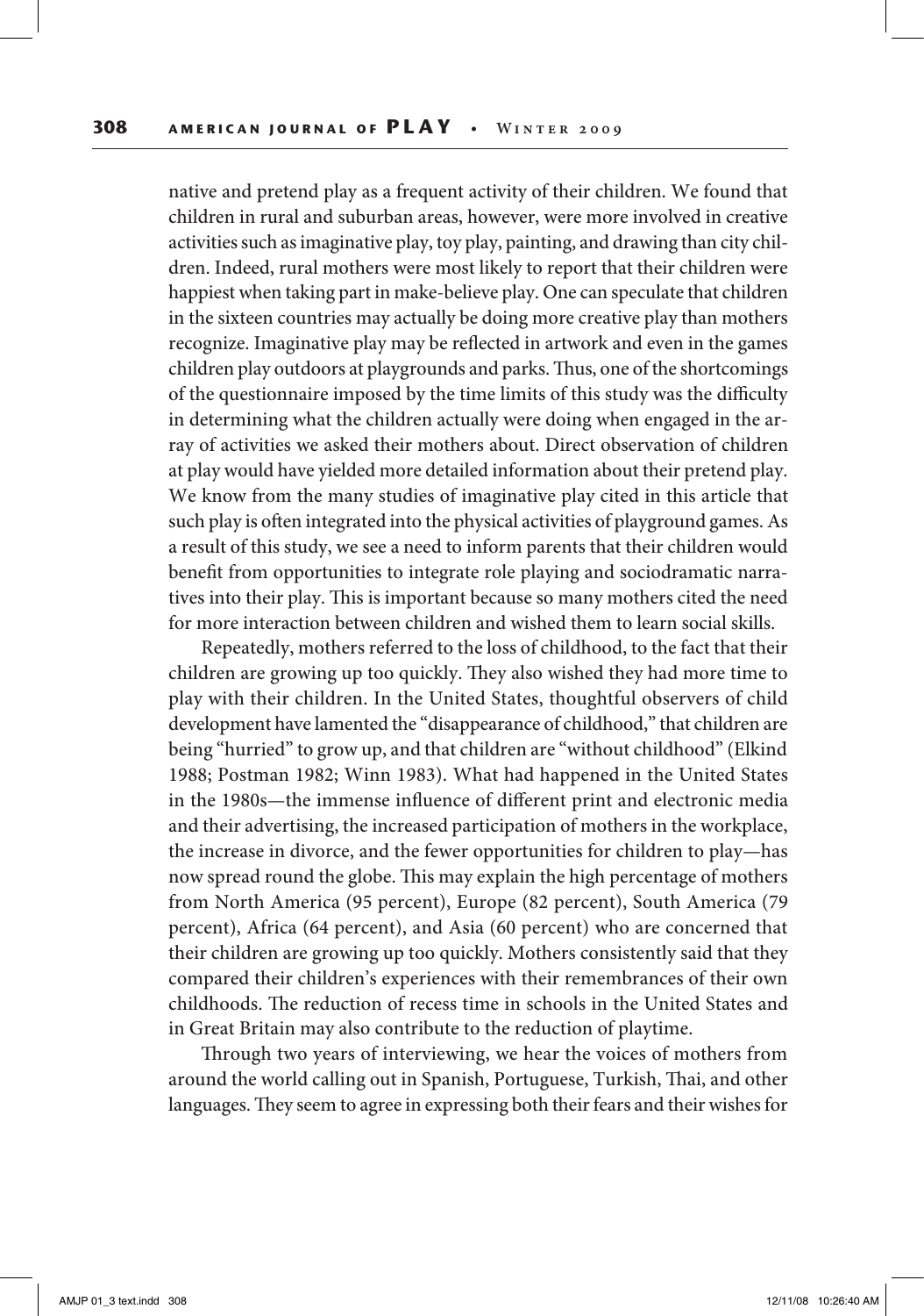native and pretend play as a frequent activity of their children. We found that children in rural and suburban areas, however, were more involved in creative activities such as imaginative play, toy play, painting, and drawing than city children. Indeed, rural mothers were most likely to report that their children were happiest when taking part in make-believe play. One can speculate that children in the sixteen countries may actually be doing more creative play than mothers recognize. Imaginative play may be reflected in artwork and even in the games children play outdoors at playgrounds and parks. Thus, one of the shortcomings of the questionnaire imposed by the time limits of this study was the difficulty in determining what the children actually were doing when engaged in the array of activities we asked their mothers about. Direct observation of children at play would have yielded more detailed information about their pretend play. We know from the many studies of imaginative play cited in this article that such play is often integrated into the physical activities of playground games. As a result of this study, we see a need to inform parents that their children would benefit from opportunities to integrate role playing and sociodramatic narratives into their play. This is important because so many mothers cited the need for more interaction between children and wished them to learn social skills.

Repeatedly, mothers referred to the loss of childhood, to the fact that their children are growing up too quickly. They also wished they had more time to play with their children. In the United States, thoughtful observers of child development have lamented the "disappearance of childhood," that children are being "hurried" to grow up, and that children are "without childhood" (Elkind 1988; Postman 1982; Winn 1983). What had happened in the United States in the 1980s—the immense influence of different print and electronic media and their advertising, the increased participation of mothers in the workplace, the increase in divorce, and the fewer opportunities for children to play—has now spread round the globe. This may explain the high percentage of mothers from North America (95 percent), Europe (82 percent), South America (79 percent), Africa (64 percent), and Asia (60 percent) who are concerned that their children are growing up too quickly. Mothers consistently said that they compared their children's experiences with their remembrances of their own childhoods. The reduction of recess time in schools in the United States and in Great Britain may also contribute to the reduction of playtime.

Through two years of interviewing, we hear the voices of mothers from around the world calling out in Spanish, Portuguese, Turkish, Thai, and other languages. They seem to agree in expressing both their fears and their wishes for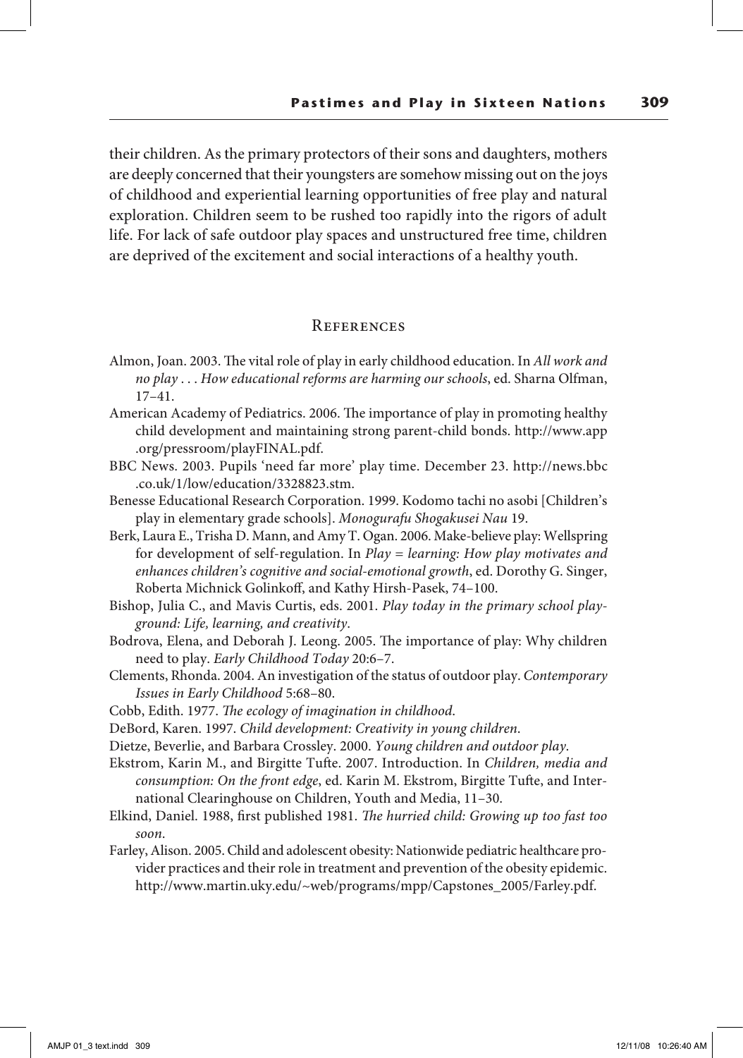their children. As the primary protectors of their sons and daughters, mothers are deeply concerned that their youngsters are somehow missing out on the joys of childhood and experiential learning opportunities of free play and natural exploration. Children seem to be rushed too rapidly into the rigors of adult life. For lack of safe outdoor play spaces and unstructured free time, children are deprived of the excitement and social interactions of a healthy youth.

## References

Almon, Joan. 2003. The vital role of play in early childhood education. In *All work and no play . . . How educational reforms are harming our schools*, ed. Sharna Olfman, 17–41.

American Academy of Pediatrics. 2006. The importance of play in promoting healthy child development and maintaining strong parent-child bonds. http://www.app.org/pressroom/playFINAL.pdf.

BBC News. 2003. Pupils 'need far more' play time. December 23. http://news.bbc.co.uk/1/low/education/3328823.stm.

Benesse Educational Research Corporation. 1999. Kodomo tachi no asobi [Children's play in elementary grade schools]. *Monogurafu Shogakusei Nau* 19.

Berk, Laura E., Trisha D. Mann, and Amy T. Ogan. 2006. Make-believe play: Wellspring for development of self-regulation. In *Play = learning: How play motivates and enhances children's cognitive and social-emotional growth*, ed. Dorothy G. Singer, Roberta Michnick Golinkoff, and Kathy Hirsh-Pasek, 74–100.

Bishop, Julia C., and Mavis Curtis, eds. 2001. *Play today in the primary school playground: Life, learning, and creativity*.

Bodrova, Elena, and Deborah J. Leong. 2005. The importance of play: Why children need to play. *Early Childhood Today* 20:6–7.

Clements, Rhonda. 2004. An investigation of the status of outdoor play. *Contemporary Issues in Early Childhood* 5:68–80.

Cobb, Edith. 1977. *The ecology of imagination in childhood*.

DeBord, Karen. 1997. *Child development: Creativity in young children*.

Dietze, Beverlie, and Barbara Crossley. 2000. *Young children and outdoor play*.

Ekstrom, Karin M., and Birgitte Tufte. 2007. Introduction. In *Children, media and consumption: On the front edge*, ed. Karin M. Ekstrom, Birgitte Tufte, and International Clearinghouse on Children, Youth and Media, 11–30.

Elkind, Daniel. 1988, first published 1981. *The hurried child: Growing up too fast too soon*.

Farley, Alison. 2005. Child and adolescent obesity: Nationwide pediatric healthcare provider practices and their role in treatment and prevention of the obesity epidemic. http://www.martin.uky.edu/~web/programs/mpp/Capstones_2005/Farley.pdf.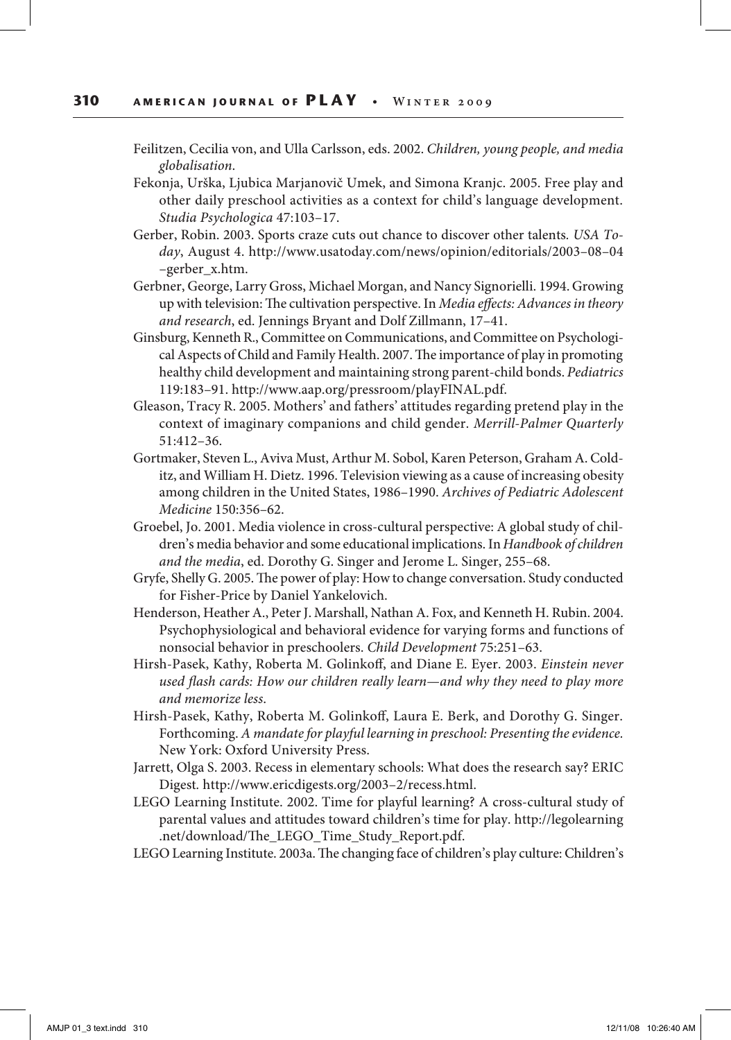Feilitzen, Cecilia von, and Ulla Carlsson, eds. 2002. *Children, young people, and media globalisation*.

Fekonja, Urška, Ljubica Marjanovič Umek, and Simona Kranjc. 2005. Free play and other daily preschool activities as a context for child's language development. *Studia Psychologica* 47:103–17.

Gerber, Robin. 2003. Sports craze cuts out chance to discover other talents. *USA Today*, August 4. http://www.usatoday.com/news/opinion/editorials/2003–08–04–gerber_x.htm.

Gerbner, George, Larry Gross, Michael Morgan, and Nancy Signorielli. 1994. Growing up with television: The cultivation perspective. In *Media effects: Advances in theory and research*, ed. Jennings Bryant and Dolf Zillmann, 17–41.

Ginsburg, Kenneth R., Committee on Communications, and Committee on Psychological Aspects of Child and Family Health. 2007. The importance of play in promoting healthy child development and maintaining strong parent-child bonds. *Pediatrics* 119:183–91. http://www.aap.org/pressroom/playFINAL.pdf.

Gleason, Tracy R. 2005. Mothers' and fathers' attitudes regarding pretend play in the context of imaginary companions and child gender. *Merrill-Palmer Quarterly* 51:412–36.

Gortmaker, Steven L., Aviva Must, Arthur M. Sobol, Karen Peterson, Graham A. Colditz, and William H. Dietz. 1996. Television viewing as a cause of increasing obesity among children in the United States, 1986–1990. *Archives of Pediatric Adolescent Medicine* 150:356–62.

Groebel, Jo. 2001. Media violence in cross-cultural perspective: A global study of children's media behavior and some educational implications. In *Handbook of children and the media*, ed. Dorothy G. Singer and Jerome L. Singer, 255–68.

Gryfe, Shelly G. 2005. The power of play: How to change conversation. Study conducted for Fisher-Price by Daniel Yankelovich.

Henderson, Heather A., Peter J. Marshall, Nathan A. Fox, and Kenneth H. Rubin. 2004. Psychophysiological and behavioral evidence for varying forms and functions of nonsocial behavior in preschoolers. *Child Development* 75:251–63.

Hirsh-Pasek, Kathy, Roberta M. Golinkoff, and Diane E. Eyer. 2003. *Einstein never used flash cards: How our children really learn—and why they need to play more and memorize less*.

Hirsh-Pasek, Kathy, Roberta M. Golinkoff, Laura E. Berk, and Dorothy G. Singer. Forthcoming. *A mandate for playful learning in preschool: Presenting the evidence.* New York: Oxford University Press.

Jarrett, Olga S. 2003. Recess in elementary schools: What does the research say? ERIC Digest. http://www.ericdigests.org/2003–2/recess.html.

LEGO Learning Institute. 2002. Time for playful learning? A cross-cultural study of parental values and attitudes toward children's time for play. http://legolearning.net/download/The_LEGO_Time_Study_Report.pdf.

LEGO Learning Institute. 2003a. The changing face of children's play culture: Children's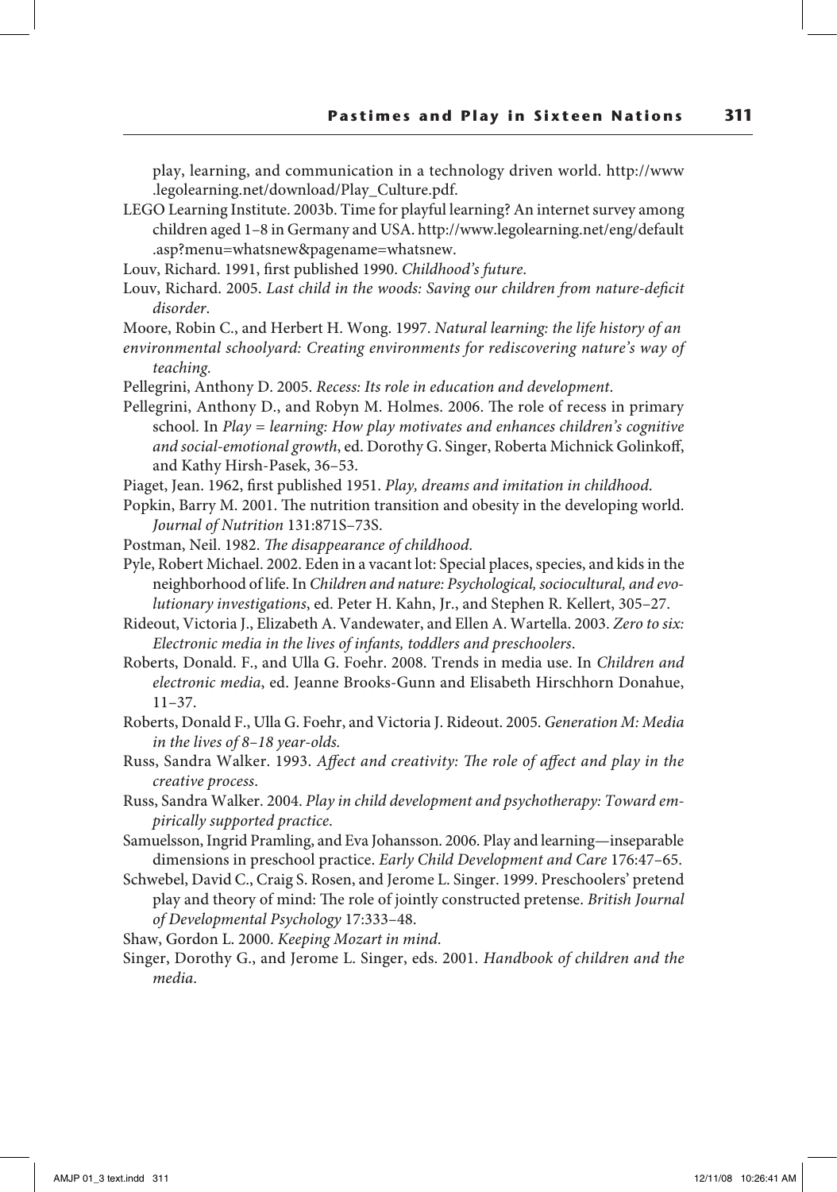play, learning, and communication in a technology driven world. http://www.legolearning.net/download/Play_Culture.pdf.

LEGO Learning Institute. 2003b. Time for playful learning? An internet survey among children aged 1–8 in Germany and USA. http://www.legolearning.net/eng/default.asp?menu=whatsnew&pagename=whatsnew.

Louv, Richard. 1991, first published 1990. *Childhood's future*.

Louv, Richard. 2005. *Last child in the woods: Saving our children from nature-deficit disorder*.

Moore, Robin C., and Herbert H. Wong. 1997. *Natural learning: the life history of an environmental schoolyard: Creating environments for rediscovering nature's way of teaching*.

Pellegrini, Anthony D. 2005. *Recess: Its role in education and development*.

Pellegrini, Anthony D., and Robyn M. Holmes. 2006. The role of recess in primary school. In *Play = learning: How play motivates and enhances children's cognitive and social-emotional growth*, ed. Dorothy G. Singer, Roberta Michnick Golinkoff, and Kathy Hirsh-Pasek, 36–53.

Piaget, Jean. 1962, first published 1951. *Play, dreams and imitation in childhood*.

Popkin, Barry M. 2001. The nutrition transition and obesity in the developing world. *Journal of Nutrition* 131:871S–73S.

Postman, Neil. 1982. *The disappearance of childhood*.

Pyle, Robert Michael. 2002. Eden in a vacant lot: Special places, species, and kids in the neighborhood of life. In *Children and nature: Psychological, sociocultural, and evolutionary investigations*, ed. Peter H. Kahn, Jr., and Stephen R. Kellert, 305–27.

Rideout, Victoria J., Elizabeth A. Vandewater, and Ellen A. Wartella. 2003. *Zero to six: Electronic media in the lives of infants, toddlers and preschoolers*.

Roberts, Donald. F., and Ulla G. Foehr. 2008. Trends in media use. In *Children and electronic media*, ed. Jeanne Brooks-Gunn and Elisabeth Hirschhorn Donahue, 11–37.

Roberts, Donald F., Ulla G. Foehr, and Victoria J. Rideout. 2005. *Generation M: Media in the lives of 8–18 year-olds*.

Russ, Sandra Walker. 1993. *Affect and creativity: The role of affect and play in the creative process*.

Russ, Sandra Walker. 2004. *Play in child development and psychotherapy: Toward empirically supported practice*.

Samuelsson, Ingrid Pramling, and Eva Johansson. 2006. Play and learning—inseparable dimensions in preschool practice. *Early Child Development and Care* 176:47–65.

Schwebel, David C., Craig S. Rosen, and Jerome L. Singer. 1999. Preschoolers' pretend play and theory of mind: The role of jointly constructed pretense. *British Journal of Developmental Psychology* 17:333–48.

Shaw, Gordon L. 2000. *Keeping Mozart in mind*.

Singer, Dorothy G., and Jerome L. Singer, eds. 2001. *Handbook of children and the media*.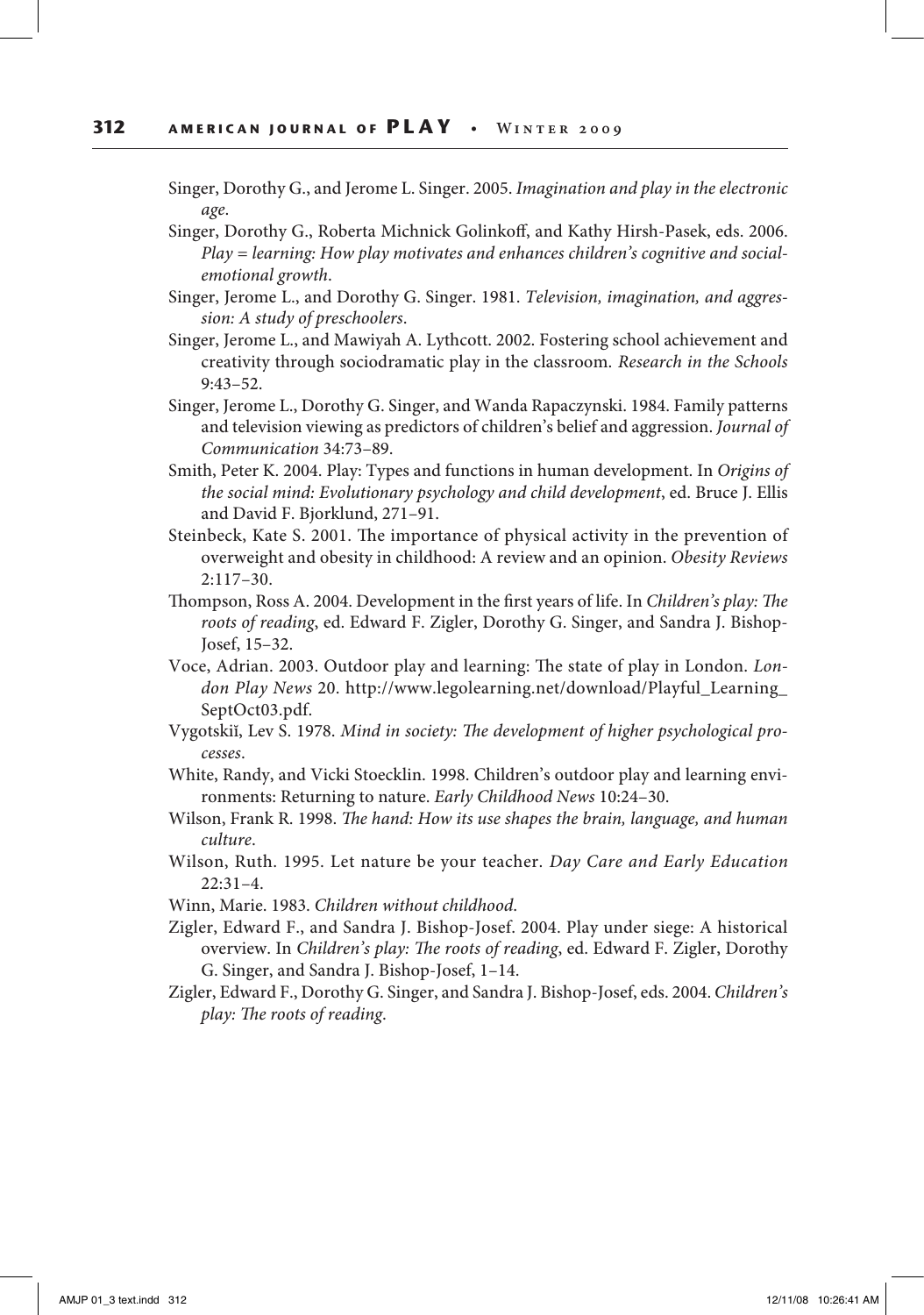Singer, Dorothy G., and Jerome L. Singer. 2005. *Imagination and play in the electronic age*.

Singer, Dorothy G., Roberta Michnick Golinkoff, and Kathy Hirsh-Pasek, eds. 2006. *Play = learning: How play motivates and enhances children's cognitive and social-emotional growth*.

Singer, Jerome L., and Dorothy G. Singer. 1981. *Television, imagination, and aggression: A study of preschoolers*.

Singer, Jerome L., and Mawiyah A. Lythcott. 2002. Fostering school achievement and creativity through sociodramatic play in the classroom. *Research in the Schools* 9:43–52.

Singer, Jerome L., Dorothy G. Singer, and Wanda Rapaczynski. 1984. Family patterns and television viewing as predictors of children's belief and aggression. *Journal of Communication* 34:73–89.

Smith, Peter K. 2004. Play: Types and functions in human development. In *Origins of the social mind: Evolutionary psychology and child development*, ed. Bruce J. Ellis and David F. Bjorklund, 271–91.

Steinbeck, Kate S. 2001. The importance of physical activity in the prevention of overweight and obesity in childhood: A review and an opinion. *Obesity Reviews* 2:117–30.

Thompson, Ross A. 2004. Development in the first years of life. In *Children's play: The roots of reading*, ed. Edward F. Zigler, Dorothy G. Singer, and Sandra J. Bishop-Josef, 15–32.

Voce, Adrian. 2003. Outdoor play and learning: The state of play in London. *London Play News* 20. http://www.legolearning.net/download/Playful_Learning_SeptOct03.pdf.

Vygotskiĭ, Lev S. 1978. *Mind in society: The development of higher psychological processes*.

White, Randy, and Vicki Stoecklin. 1998. Children's outdoor play and learning environments: Returning to nature. *Early Childhood News* 10:24–30.

Wilson, Frank R. 1998. *The hand: How its use shapes the brain, language, and human culture*.

Wilson, Ruth. 1995. Let nature be your teacher. *Day Care and Early Education* 22:31–4.

Winn, Marie. 1983. *Children without childhood*.

Zigler, Edward F., and Sandra J. Bishop-Josef. 2004. Play under siege: A historical overview. In *Children's play: The roots of reading*, ed. Edward F. Zigler, Dorothy G. Singer, and Sandra J. Bishop-Josef, 1–14.

Zigler, Edward F., Dorothy G. Singer, and Sandra J. Bishop-Josef, eds. 2004. *Children's play: The roots of reading*.